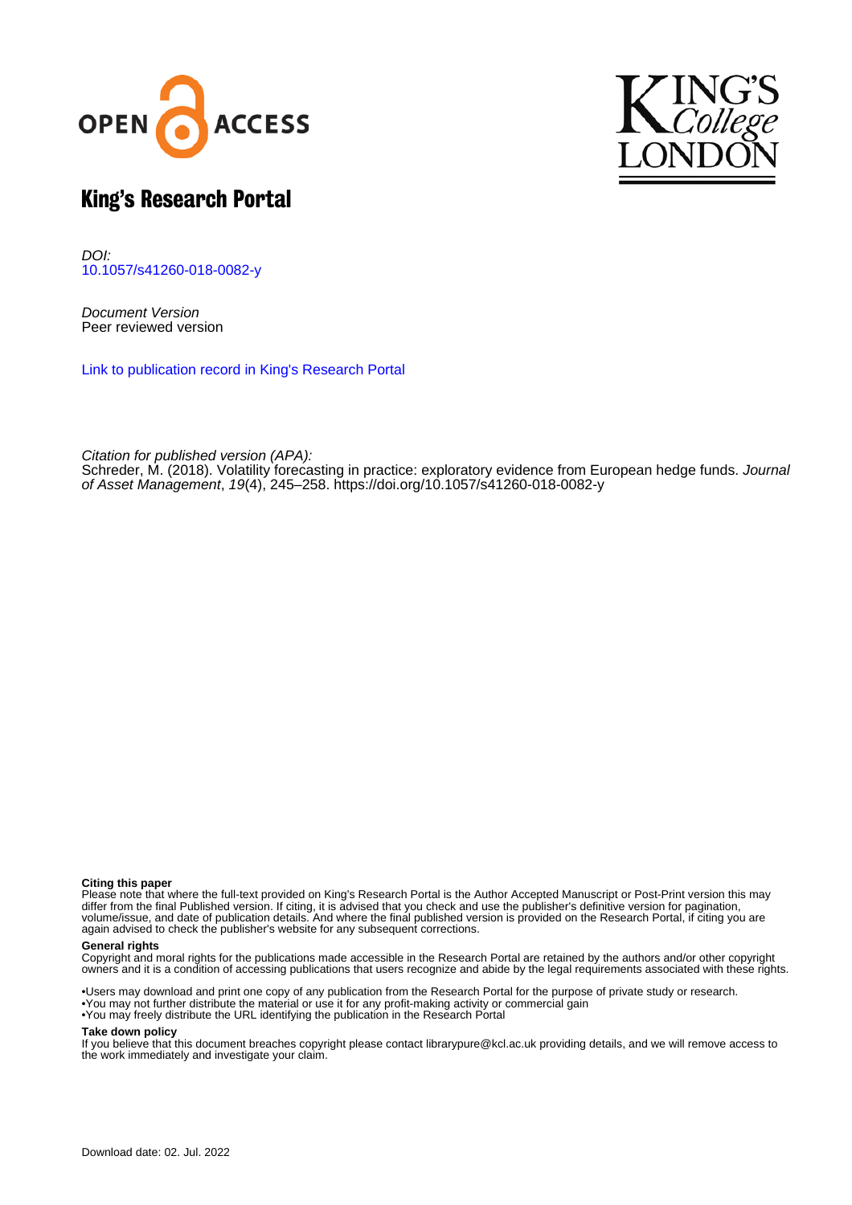# King's Research Portal

*DOI:*
10.1057/s41260-018-0082-y

*Document Version*
Peer reviewed version

Link to publication record in King's Research Portal

*Citation for published version (APA):*
Schreder, M. (2018). Volatility forecasting in practice: exploratory evidence from European hedge funds. *Journal of Asset Management*, *19*(4), 245–258. https://doi.org/10.1057/s41260-018-0082-y

**Citing this paper**
Please note that where the full-text provided on King's Research Portal is the Author Accepted Manuscript or Post-Print version this may differ from the final Published version. If citing, it is advised that you check and use the publisher's definitive version for pagination, volume/issue, and date of publication details. And where the final published version is provided on the Research Portal, if citing you are again advised to check the publisher's website for any subsequent corrections.

**General rights**
Copyright and moral rights for the publications made accessible in the Research Portal are retained by the authors and/or other copyright owners and it is a condition of accessing publications that users recognize and abide by the legal requirements associated with these rights.

- •Users may download and print one copy of any publication from the Research Portal for the purpose of private study or research.
- •You may not further distribute the material or use it for any profit-making activity or commercial gain
- •You may freely distribute the URL identifying the publication in the Research Portal

**Take down policy**
If you believe that this document breaches copyright please contact librarypure@kcl.ac.uk providing details, and we will remove access to the work immediately and investigate your claim.

Download date: 02. Jul. 2022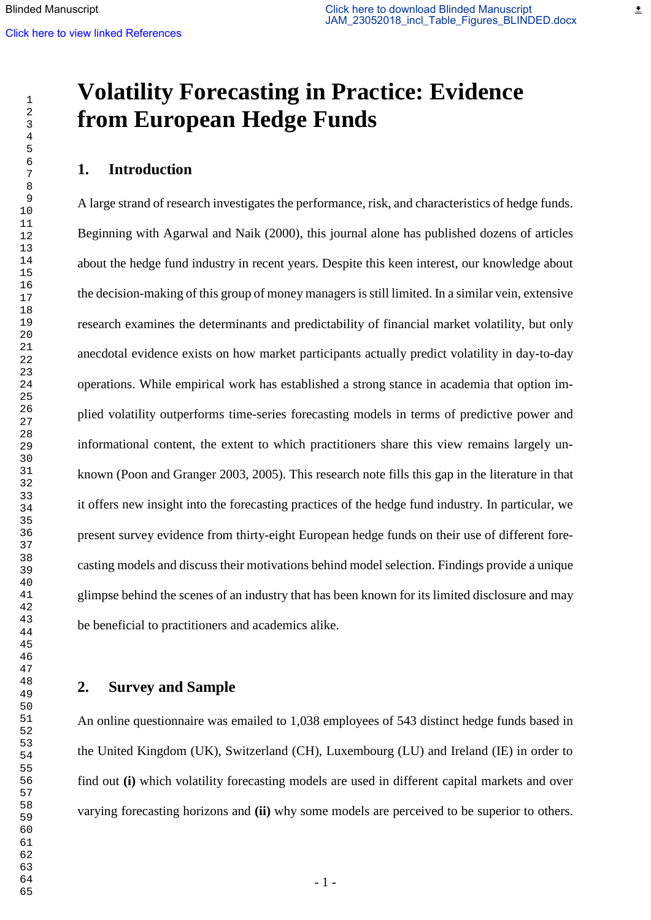# Volatility Forecasting in Practice: Evidence from European Hedge Funds

## 1. Introduction

A large strand of research investigates the performance, risk, and characteristics of hedge funds. Beginning with Agarwal and Naik (2000), this journal alone has published dozens of articles about the hedge fund industry in recent years. Despite this keen interest, our knowledge about the decision-making of this group of money managers is still limited. In a similar vein, extensive research examines the determinants and predictability of financial market volatility, but only anecdotal evidence exists on how market participants actually predict volatility in day-to-day operations. While empirical work has established a strong stance in academia that option implied volatility outperforms time-series forecasting models in terms of predictive power and informational content, the extent to which practitioners share this view remains largely unknown (Poon and Granger 2003, 2005). This research note fills this gap in the literature in that it offers new insight into the forecasting practices of the hedge fund industry. In particular, we present survey evidence from thirty-eight European hedge funds on their use of different forecasting models and discuss their motivations behind model selection. Findings provide a unique glimpse behind the scenes of an industry that has been known for its limited disclosure and may be beneficial to practitioners and academics alike.

## 2. Survey and Sample

An online questionnaire was emailed to 1,038 employees of 543 distinct hedge funds based in the United Kingdom (UK), Switzerland (CH), Luxembourg (LU) and Ireland (IE) in order to find out **(i)** which volatility forecasting models are used in different capital markets and over varying forecasting horizons and **(ii)** why some models are perceived to be superior to others.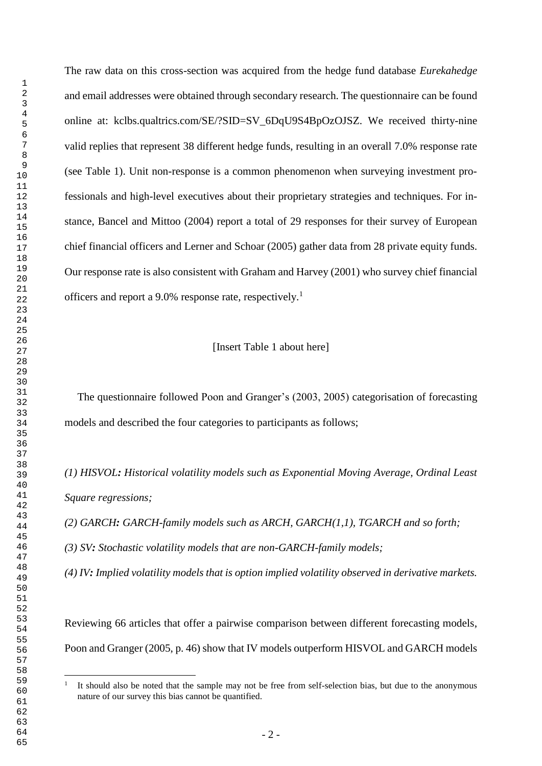The raw data on this cross-section was acquired from the hedge fund database *Eurekahedge* and email addresses were obtained through secondary research. The questionnaire can be found online at: kclbs.qualtrics.com/SE/?SID=SV_6DqU9S4BpOzOJSZ. We received thirty-nine valid replies that represent 38 different hedge funds, resulting in an overall 7.0% response rate (see Table 1). Unit non-response is a common phenomenon when surveying investment professionals and high-level executives about their proprietary strategies and techniques. For instance, Bancel and Mittoo (2004) report a total of 29 responses for their survey of European chief financial officers and Lerner and Schoar (2005) gather data from 28 private equity funds. Our response rate is also consistent with Graham and Harvey (2001) who survey chief financial officers and report a 9.0% response rate, respectively.[1]

[Insert Table 1 about here]

The questionnaire followed Poon and Granger's (2003, 2005) categorisation of forecasting models and described the four categories to participants as follows;

*(1) HISVOL: Historical volatility models such as Exponential Moving Average, Ordinal Least Square regressions;*

*(2) GARCH: GARCH-family models such as ARCH, GARCH(1,1), TGARCH and so forth;*

*(3) SV: Stochastic volatility models that are non-GARCH-family models;*

*(4) IV: Implied volatility models that is option implied volatility observed in derivative markets.*

Reviewing 66 articles that offer a pairwise comparison between different forecasting models, Poon and Granger (2005, p. 46) show that IV models outperform HISVOL and GARCH models

[1] It should also be noted that the sample may not be free from self-selection bias, but due to the anonymous nature of our survey this bias cannot be quantified.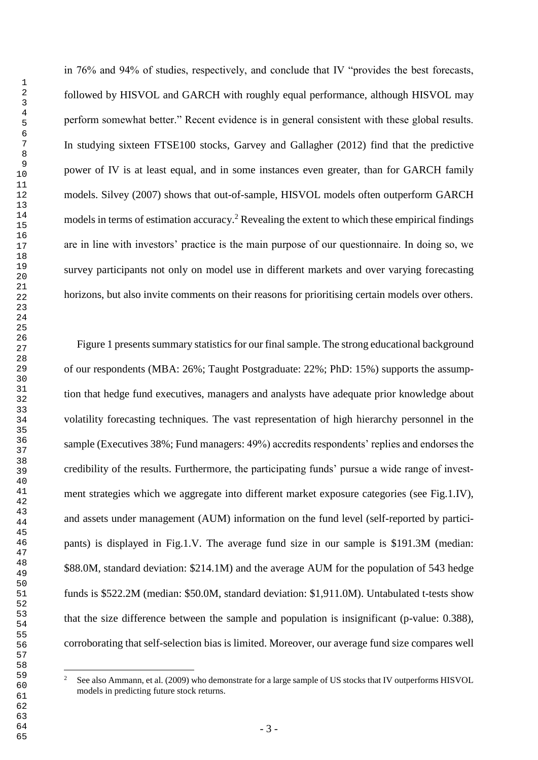in 76% and 94% of studies, respectively, and conclude that IV "provides the best forecasts, followed by HISVOL and GARCH with roughly equal performance, although HISVOL may perform somewhat better." Recent evidence is in general consistent with these global results. In studying sixteen FTSE100 stocks, Garvey and Gallagher (2012) find that the predictive power of IV is at least equal, and in some instances even greater, than for GARCH family models. Silvey (2007) shows that out-of-sample, HISVOL models often outperform GARCH models in terms of estimation accuracy.[2] Revealing the extent to which these empirical findings are in line with investors' practice is the main purpose of our questionnaire. In doing so, we survey participants not only on model use in different markets and over varying forecasting horizons, but also invite comments on their reasons for prioritising certain models over others.

Figure 1 presents summary statistics for our final sample. The strong educational background of our respondents (MBA: 26%; Taught Postgraduate: 22%; PhD: 15%) supports the assumption that hedge fund executives, managers and analysts have adequate prior knowledge about volatility forecasting techniques. The vast representation of high hierarchy personnel in the sample (Executives 38%; Fund managers: 49%) accredits respondents' replies and endorses the credibility of the results. Furthermore, the participating funds' pursue a wide range of investment strategies which we aggregate into different market exposure categories (see Fig.1.IV), and assets under management (AUM) information on the fund level (self-reported by participants) is displayed in Fig.1.V. The average fund size in our sample is \$191.3M (median: \$88.0M, standard deviation: \$214.1M) and the average AUM for the population of 543 hedge funds is \$522.2M (median: \$50.0M, standard deviation: \$1,911.0M). Untabulated t-tests show that the size difference between the sample and population is insignificant (p-value: 0.388), corroborating that self-selection bias is limited. Moreover, our average fund size compares well

[2] See also Ammann, et al. (2009) who demonstrate for a large sample of US stocks that IV outperforms HISVOL models in predicting future stock returns.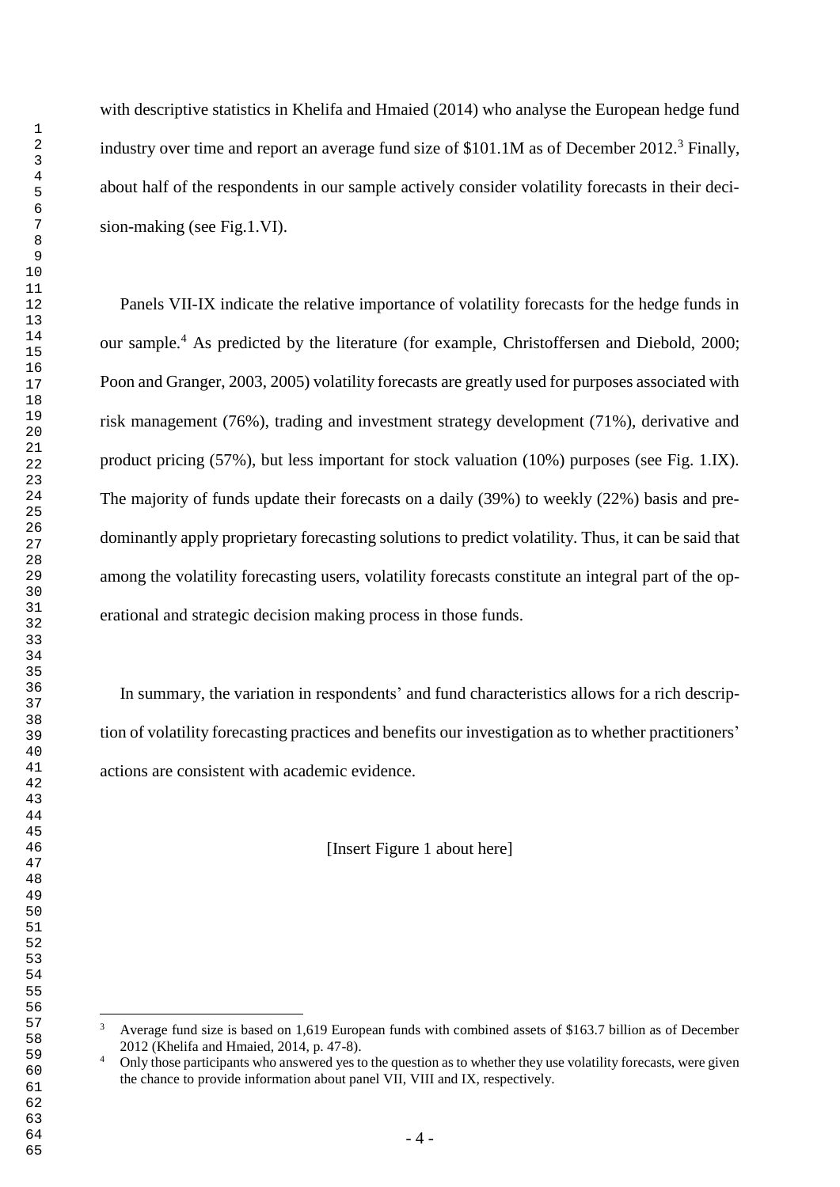with descriptive statistics in Khelifa and Hmaied (2014) who analyse the European hedge fund industry over time and report an average fund size of $101.1M as of December 2012.[3] Finally, about half of the respondents in our sample actively consider volatility forecasts in their decision-making (see Fig.1.VI).

Panels VII-IX indicate the relative importance of volatility forecasts for the hedge funds in our sample.[4] As predicted by the literature (for example, Christoffersen and Diebold, 2000; Poon and Granger, 2003, 2005) volatility forecasts are greatly used for purposes associated with risk management (76%), trading and investment strategy development (71%), derivative and product pricing (57%), but less important for stock valuation (10%) purposes (see Fig. 1.IX). The majority of funds update their forecasts on a daily (39%) to weekly (22%) basis and predominantly apply proprietary forecasting solutions to predict volatility. Thus, it can be said that among the volatility forecasting users, volatility forecasts constitute an integral part of the operational and strategic decision making process in those funds.

In summary, the variation in respondents' and fund characteristics allows for a rich description of volatility forecasting practices and benefits our investigation as to whether practitioners' actions are consistent with academic evidence.

[Insert Figure 1 about here]

---

[3] Average fund size is based on 1,619 European funds with combined assets of $163.7 billion as of December 2012 (Khelifa and Hmaied, 2014, p. 47-8).

[4] Only those participants who answered yes to the question as to whether they use volatility forecasts, were given the chance to provide information about panel VII, VIII and IX, respectively.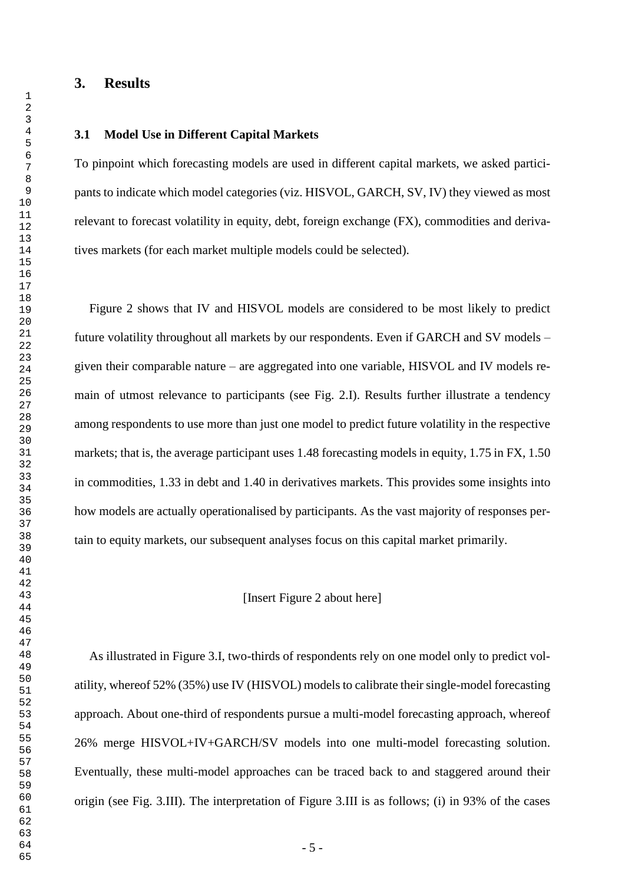## 3. Results

### 3.1 Model Use in Different Capital Markets

To pinpoint which forecasting models are used in different capital markets, we asked participants to indicate which model categories (viz. HISVOL, GARCH, SV, IV) they viewed as most relevant to forecast volatility in equity, debt, foreign exchange (FX), commodities and derivatives markets (for each market multiple models could be selected).

Figure 2 shows that IV and HISVOL models are considered to be most likely to predict future volatility throughout all markets by our respondents. Even if GARCH and SV models – given their comparable nature – are aggregated into one variable, HISVOL and IV models remain of utmost relevance to participants (see Fig. 2.I). Results further illustrate a tendency among respondents to use more than just one model to predict future volatility in the respective markets; that is, the average participant uses 1.48 forecasting models in equity, 1.75 in FX, 1.50 in commodities, 1.33 in debt and 1.40 in derivatives markets. This provides some insights into how models are actually operationalised by participants. As the vast majority of responses pertain to equity markets, our subsequent analyses focus on this capital market primarily.

[Insert Figure 2 about here]

As illustrated in Figure 3.I, two-thirds of respondents rely on one model only to predict volatility, whereof 52% (35%) use IV (HISVOL) models to calibrate their single-model forecasting approach. About one-third of respondents pursue a multi-model forecasting approach, whereof 26% merge HISVOL+IV+GARCH/SV models into one multi-model forecasting solution. Eventually, these multi-model approaches can be traced back to and staggered around their origin (see Fig. 3.III). The interpretation of Figure 3.III is as follows; (i) in 93% of the cases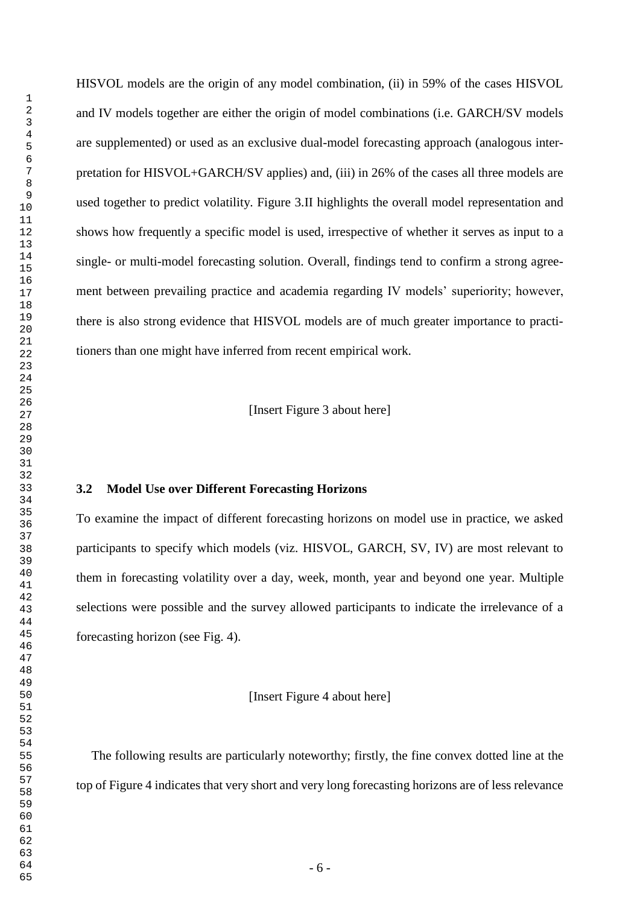HISVOL models are the origin of any model combination, (ii) in 59% of the cases HISVOL and IV models together are either the origin of model combinations (i.e. GARCH/SV models are supplemented) or used as an exclusive dual-model forecasting approach (analogous interpretation for HISVOL+GARCH/SV applies) and, (iii) in 26% of the cases all three models are used together to predict volatility. Figure 3.II highlights the overall model representation and shows how frequently a specific model is used, irrespective of whether it serves as input to a single- or multi-model forecasting solution. Overall, findings tend to confirm a strong agreement between prevailing practice and academia regarding IV models' superiority; however, there is also strong evidence that HISVOL models are of much greater importance to practitioners than one might have inferred from recent empirical work.

[Insert Figure 3 about here]

### 3.2 Model Use over Different Forecasting Horizons

To examine the impact of different forecasting horizons on model use in practice, we asked participants to specify which models (viz. HISVOL, GARCH, SV, IV) are most relevant to them in forecasting volatility over a day, week, month, year and beyond one year. Multiple selections were possible and the survey allowed participants to indicate the irrelevance of a forecasting horizon (see Fig. 4).

[Insert Figure 4 about here]

The following results are particularly noteworthy; firstly, the fine convex dotted line at the top of Figure 4 indicates that very short and very long forecasting horizons are of less relevance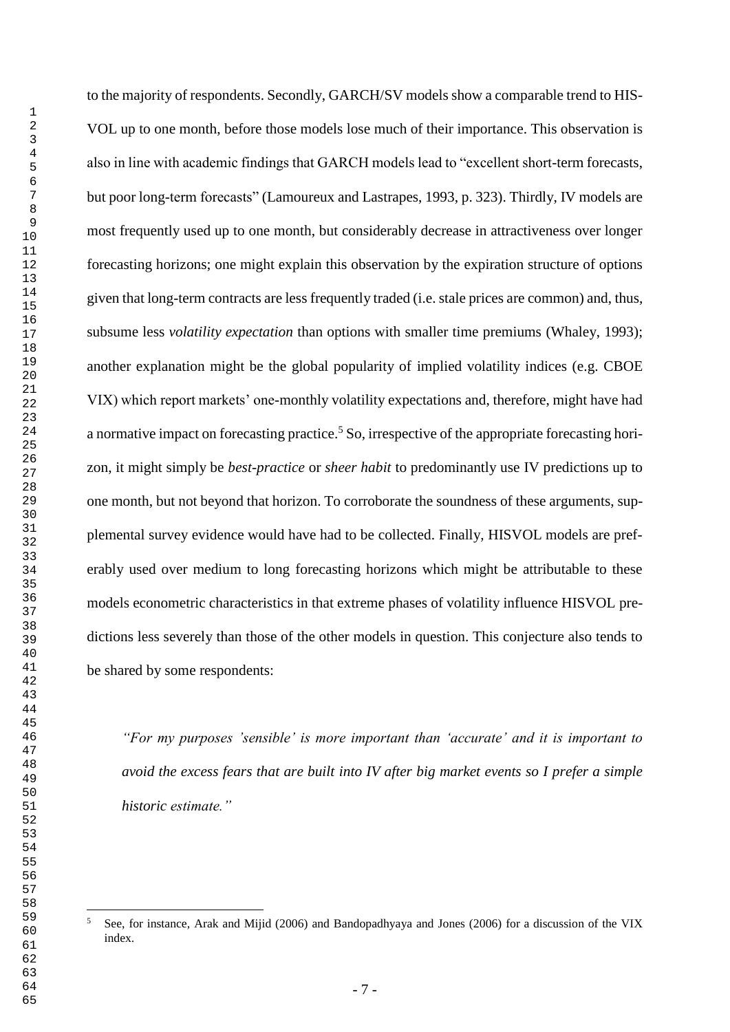to the majority of respondents. Secondly, GARCH/SV models show a comparable trend to HISVOL up to one month, before those models lose much of their importance. This observation is also in line with academic findings that GARCH models lead to "excellent short-term forecasts, but poor long-term forecasts" (Lamoureux and Lastrapes, 1993, p. 323). Thirdly, IV models are most frequently used up to one month, but considerably decrease in attractiveness over longer forecasting horizons; one might explain this observation by the expiration structure of options given that long-term contracts are less frequently traded (i.e. stale prices are common) and, thus, subsume less *volatility expectation* than options with smaller time premiums (Whaley, 1993); another explanation might be the global popularity of implied volatility indices (e.g. CBOE VIX) which report markets' one-monthly volatility expectations and, therefore, might have had a normative impact on forecasting practice.[5] So, irrespective of the appropriate forecasting horizon, it might simply be *best-practice* or *sheer habit* to predominantly use IV predictions up to one month, but not beyond that horizon. To corroborate the soundness of these arguments, supplemental survey evidence would have had to be collected. Finally, HISVOL models are preferably used over medium to long forecasting horizons which might be attributable to these models econometric characteristics in that extreme phases of volatility influence HISVOL predictions less severely than those of the other models in question. This conjecture also tends to be shared by some respondents:

> *"For my purposes 'sensible' is more important than 'accurate' and it is important to avoid the excess fears that are built into IV after big market events so I prefer a simple historic estimate."*

[5] See, for instance, Arak and Mijid (2006) and Bandopadhyaya and Jones (2006) for a discussion of the VIX index.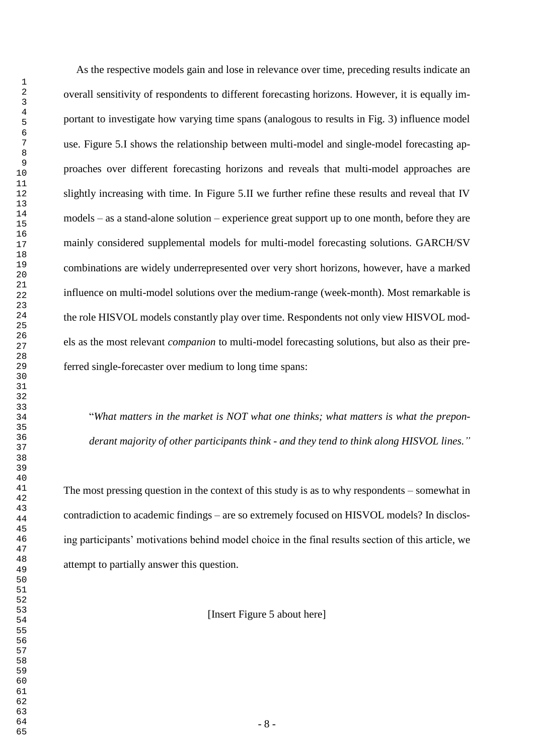As the respective models gain and lose in relevance over time, preceding results indicate an overall sensitivity of respondents to different forecasting horizons. However, it is equally important to investigate how varying time spans (analogous to results in Fig. 3) influence model use. Figure 5.I shows the relationship between multi-model and single-model forecasting approaches over different forecasting horizons and reveals that multi-model approaches are slightly increasing with time. In Figure 5.II we further refine these results and reveal that IV models – as a stand-alone solution – experience great support up to one month, before they are mainly considered supplemental models for multi-model forecasting solutions. GARCH/SV combinations are widely underrepresented over very short horizons, however, have a marked influence on multi-model solutions over the medium-range (week-month). Most remarkable is the role HISVOL models constantly play over time. Respondents not only view HISVOL models as the most relevant *companion* to multi-model forecasting solutions, but also as their preferred single-forecaster over medium to long time spans:

> "*What matters in the market is NOT what one thinks; what matters is what the preponderant majority of other participants think - and they tend to think along HISVOL lines.*"

The most pressing question in the context of this study is as to why respondents – somewhat in contradiction to academic findings – are so extremely focused on HISVOL models? In disclosing participants' motivations behind model choice in the final results section of this article, we attempt to partially answer this question.

[Insert Figure 5 about here]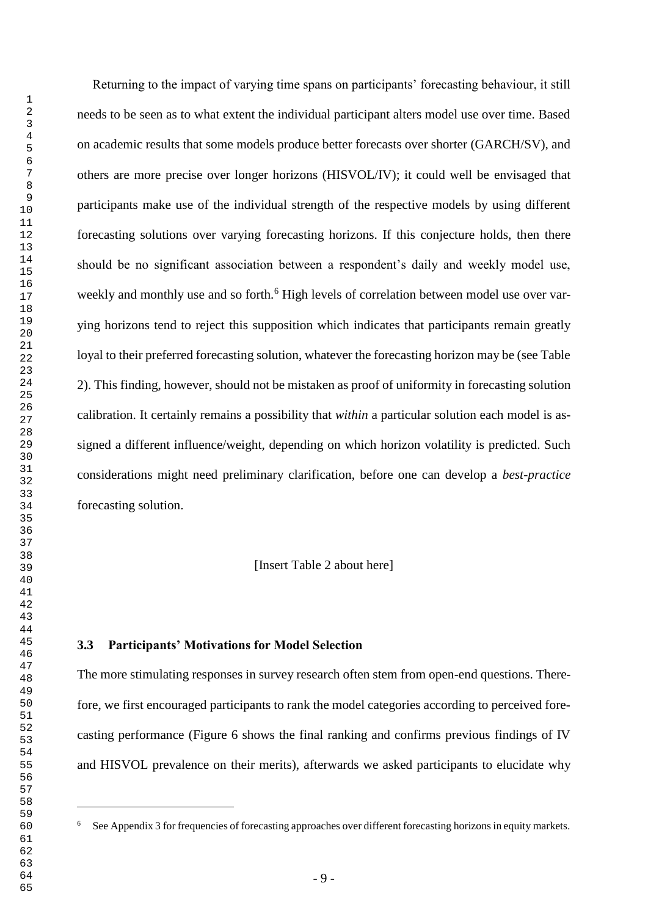Returning to the impact of varying time spans on participants' forecasting behaviour, it still needs to be seen as to what extent the individual participant alters model use over time. Based on academic results that some models produce better forecasts over shorter (GARCH/SV), and others are more precise over longer horizons (HISVOL/IV); it could well be envisaged that participants make use of the individual strength of the respective models by using different forecasting solutions over varying forecasting horizons. If this conjecture holds, then there should be no significant association between a respondent's daily and weekly model use, weekly and monthly use and so forth.[6] High levels of correlation between model use over varying horizons tend to reject this supposition which indicates that participants remain greatly loyal to their preferred forecasting solution, whatever the forecasting horizon may be (see Table 2). This finding, however, should not be mistaken as proof of uniformity in forecasting solution calibration. It certainly remains a possibility that *within* a particular solution each model is assigned a different influence/weight, depending on which horizon volatility is predicted. Such considerations might need preliminary clarification, before one can develop a *best-practice* forecasting solution.

[Insert Table 2 about here]

### 3.3 Participants' Motivations for Model Selection

The more stimulating responses in survey research often stem from open-end questions. Therefore, we first encouraged participants to rank the model categories according to perceived forecasting performance (Figure 6 shows the final ranking and confirms previous findings of IV and HISVOL prevalence on their merits), afterwards we asked participants to elucidate why

---

[6] See Appendix 3 for frequencies of forecasting approaches over different forecasting horizons in equity markets.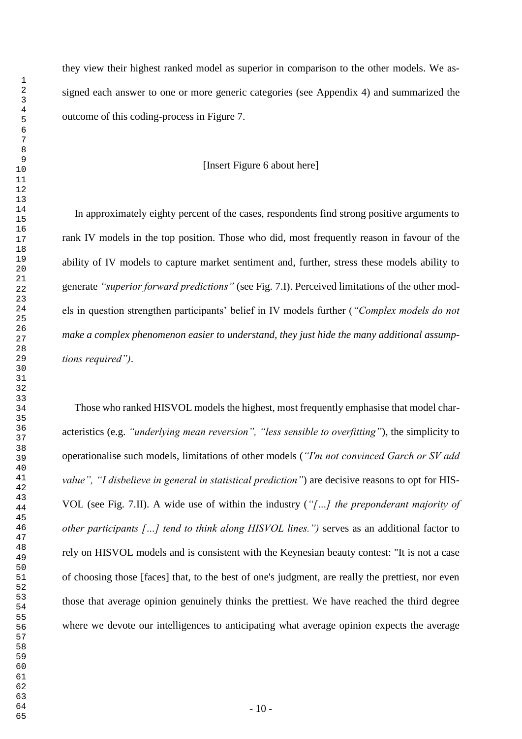they view their highest ranked model as superior in comparison to the other models. We assigned each answer to one or more generic categories (see Appendix 4) and summarized the outcome of this coding-process in Figure 7.

[Insert Figure 6 about here]

In approximately eighty percent of the cases, respondents find strong positive arguments to rank IV models in the top position. Those who did, most frequently reason in favour of the ability of IV models to capture market sentiment and, further, stress these models ability to generate *"superior forward predictions"* (see Fig. 7.I). Perceived limitations of the other models in question strengthen participants' belief in IV models further (*"Complex models do not make a complex phenomenon easier to understand, they just hide the many additional assumptions required")*.

Those who ranked HISVOL models the highest, most frequently emphasise that model characteristics (e.g. *"underlying mean reversion", "less sensible to overfitting"*), the simplicity to operationalise such models, limitations of other models (*"I'm not convinced Garch or SV add value", "I disbelieve in general in statistical prediction"*) are decisive reasons to opt for HISVOL (see Fig. 7.II). A wide use of within the industry (*"[…] the preponderant majority of other participants […] tend to think along HISVOL lines.")* serves as an additional factor to rely on HISVOL models and is consistent with the Keynesian beauty contest: "It is not a case of choosing those [faces] that, to the best of one's judgment, are really the prettiest, nor even those that average opinion genuinely thinks the prettiest. We have reached the third degree where we devote our intelligences to anticipating what average opinion expects the average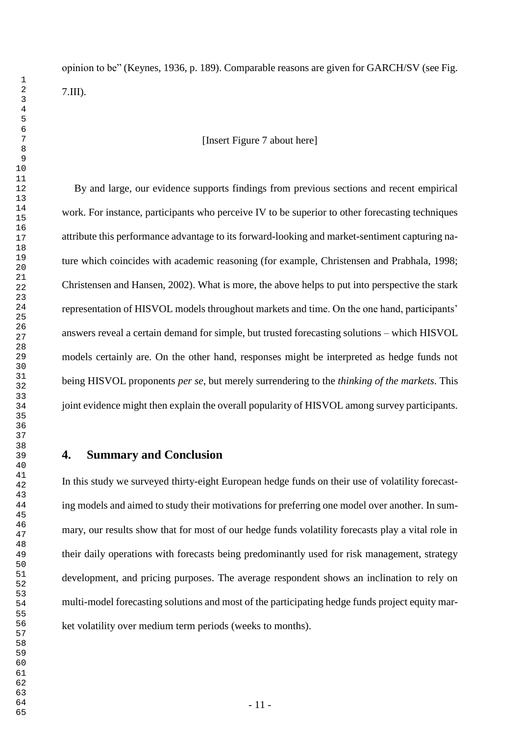opinion to be" (Keynes, 1936, p. 189). Comparable reasons are given for GARCH/SV (see Fig. 7.III).

[Insert Figure 7 about here]

By and large, our evidence supports findings from previous sections and recent empirical work. For instance, participants who perceive IV to be superior to other forecasting techniques attribute this performance advantage to its forward-looking and market-sentiment capturing nature which coincides with academic reasoning (for example, Christensen and Prabhala, 1998; Christensen and Hansen, 2002). What is more, the above helps to put into perspective the stark representation of HISVOL models throughout markets and time. On the one hand, participants' answers reveal a certain demand for simple, but trusted forecasting solutions – which HISVOL models certainly are. On the other hand, responses might be interpreted as hedge funds not being HISVOL proponents *per se*, but merely surrendering to the *thinking of the markets*. This joint evidence might then explain the overall popularity of HISVOL among survey participants.

## 4. Summary and Conclusion

In this study we surveyed thirty-eight European hedge funds on their use of volatility forecasting models and aimed to study their motivations for preferring one model over another. In summary, our results show that for most of our hedge funds volatility forecasts play a vital role in their daily operations with forecasts being predominantly used for risk management, strategy development, and pricing purposes. The average respondent shows an inclination to rely on multi-model forecasting solutions and most of the participating hedge funds project equity market volatility over medium term periods (weeks to months).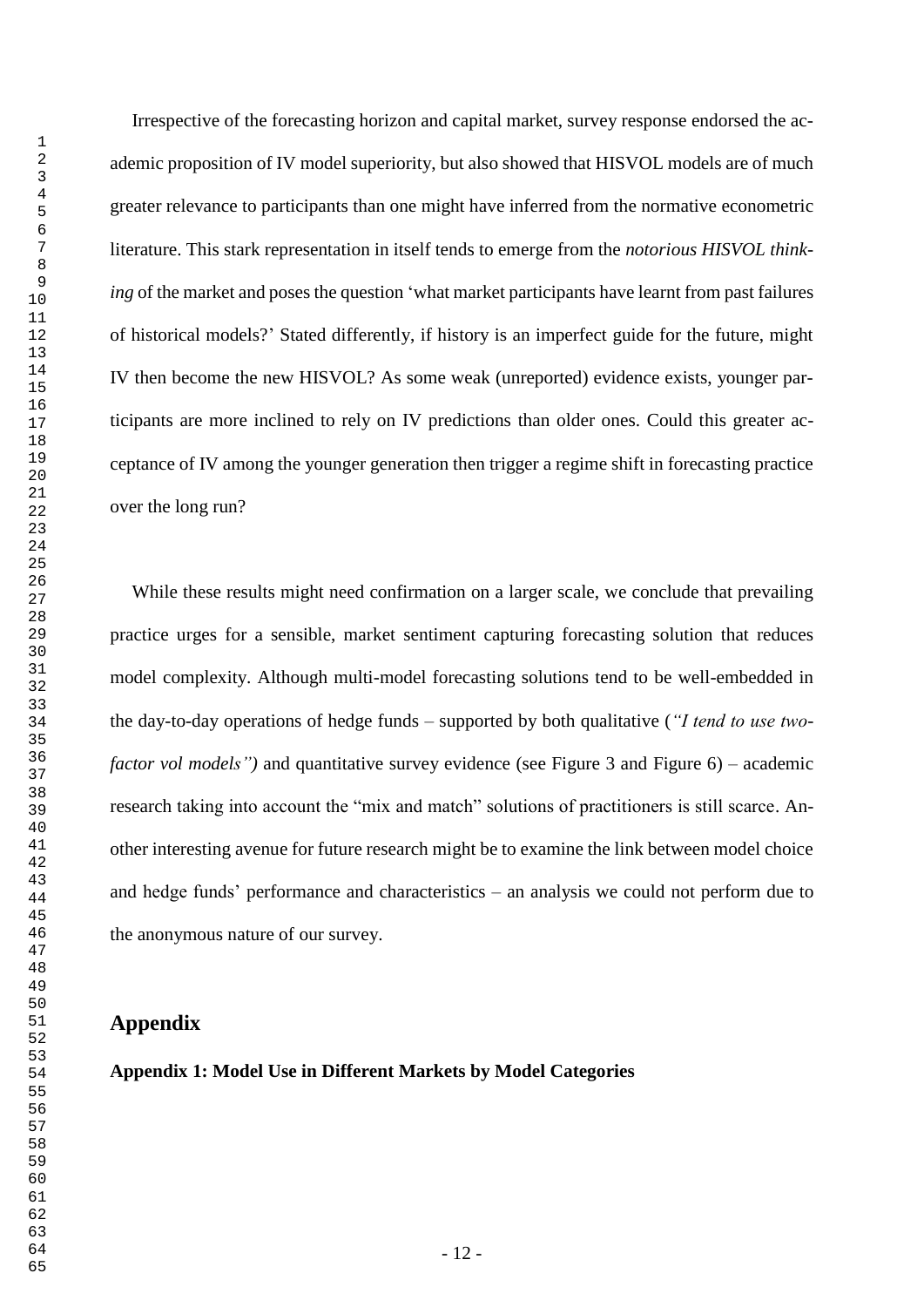Irrespective of the forecasting horizon and capital market, survey response endorsed the academic proposition of IV model superiority, but also showed that HISVOL models are of much greater relevance to participants than one might have inferred from the normative econometric literature. This stark representation in itself tends to emerge from the *notorious HISVOL thinking* of the market and poses the question 'what market participants have learnt from past failures of historical models?' Stated differently, if history is an imperfect guide for the future, might IV then become the new HISVOL? As some weak (unreported) evidence exists, younger participants are more inclined to rely on IV predictions than older ones. Could this greater acceptance of IV among the younger generation then trigger a regime shift in forecasting practice over the long run?

While these results might need confirmation on a larger scale, we conclude that prevailing practice urges for a sensible, market sentiment capturing forecasting solution that reduces model complexity. Although multi-model forecasting solutions tend to be well-embedded in the day-to-day operations of hedge funds – supported by both qualitative (*"I tend to use two-factor vol models")* and quantitative survey evidence (see Figure 3 and Figure 6) – academic research taking into account the "mix and match" solutions of practitioners is still scarce. Another interesting avenue for future research might be to examine the link between model choice and hedge funds' performance and characteristics – an analysis we could not perform due to the anonymous nature of our survey.

## Appendix

**Appendix 1: Model Use in Different Markets by Model Categories**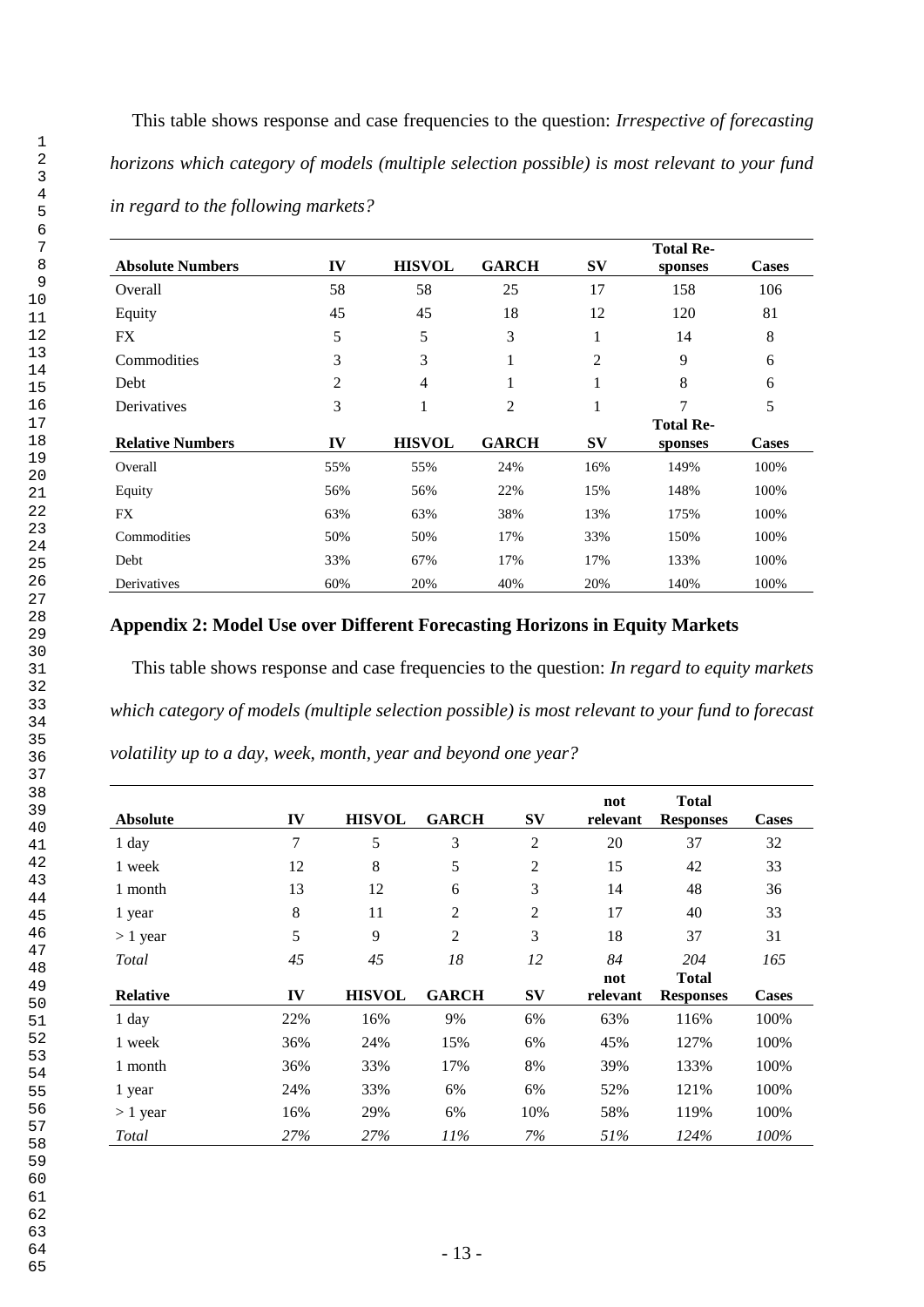This table shows response and case frequencies to the question: *Irrespective of forecasting horizons which category of models (multiple selection possible) is most relevant to your fund in regard to the following markets?*

| **Absolute Numbers** | **IV** | **HISVOL** | **GARCH** | **SV** | **Total Responses** | **Cases** |
|---|---|---|---|---|---|---|
| Overall | 58 | 58 | 25 | 17 | 158 | 106 |
| Equity | 45 | 45 | 18 | 12 | 120 | 81 |
| FX | 5 | 5 | 3 | 1 | 14 | 8 |
| Commodities | 3 | 3 | 1 | 2 | 9 | 6 |
| Debt | 2 | 4 | 1 | 1 | 8 | 6 |
| Derivatives | 3 | 1 | 2 | 1 | 7 | 5 |
| **Relative Numbers** | **IV** | **HISVOL** | **GARCH** | **SV** | **Total Responses** | **Cases** |
| Overall | 55% | 55% | 24% | 16% | 149% | 100% |
| Equity | 56% | 56% | 22% | 15% | 148% | 100% |
| FX | 63% | 63% | 38% | 13% | 175% | 100% |
| Commodities | 50% | 50% | 17% | 33% | 150% | 100% |
| Debt | 33% | 67% | 17% | 17% | 133% | 100% |
| Derivatives | 60% | 20% | 40% | 20% | 140% | 100% |

## Appendix 2: Model Use over Different Forecasting Horizons in Equity Markets

This table shows response and case frequencies to the question: *In regard to equity markets which category of models (multiple selection possible) is most relevant to your fund to forecast volatility up to a day, week, month, year and beyond one year?*

| **Absolute** | **IV** | **HISVOL** | **GARCH** | **SV** | **not relevant** | **Total Responses** | **Cases** |
|---|---|---|---|---|---|---|---|
| 1 day | 7 | 5 | 3 | 2 | 20 | 37 | 32 |
| 1 week | 12 | 8 | 5 | 2 | 15 | 42 | 33 |
| 1 month | 13 | 12 | 6 | 3 | 14 | 48 | 36 |
| 1 year | 8 | 11 | 2 | 2 | 17 | 40 | 33 |
| > 1 year | 5 | 9 | 2 | 3 | 18 | 37 | 31 |
| *Total* | *45* | *45* | *18* | *12* | *84* | *204* | *165* |
| **Relative** | **IV** | **HISVOL** | **GARCH** | **SV** | **not relevant** | **Total Responses** | **Cases** |
| 1 day | 22% | 16% | 9% | 6% | 63% | 116% | 100% |
| 1 week | 36% | 24% | 15% | 6% | 45% | 127% | 100% |
| 1 month | 36% | 33% | 17% | 8% | 39% | 133% | 100% |
| 1 year | 24% | 33% | 6% | 6% | 52% | 121% | 100% |
| > 1 year | 16% | 29% | 6% | 10% | 58% | 119% | 100% |
| *Total* | *27%* | *27%* | *11%* | *7%* | *51%* | *124%* | *100%* |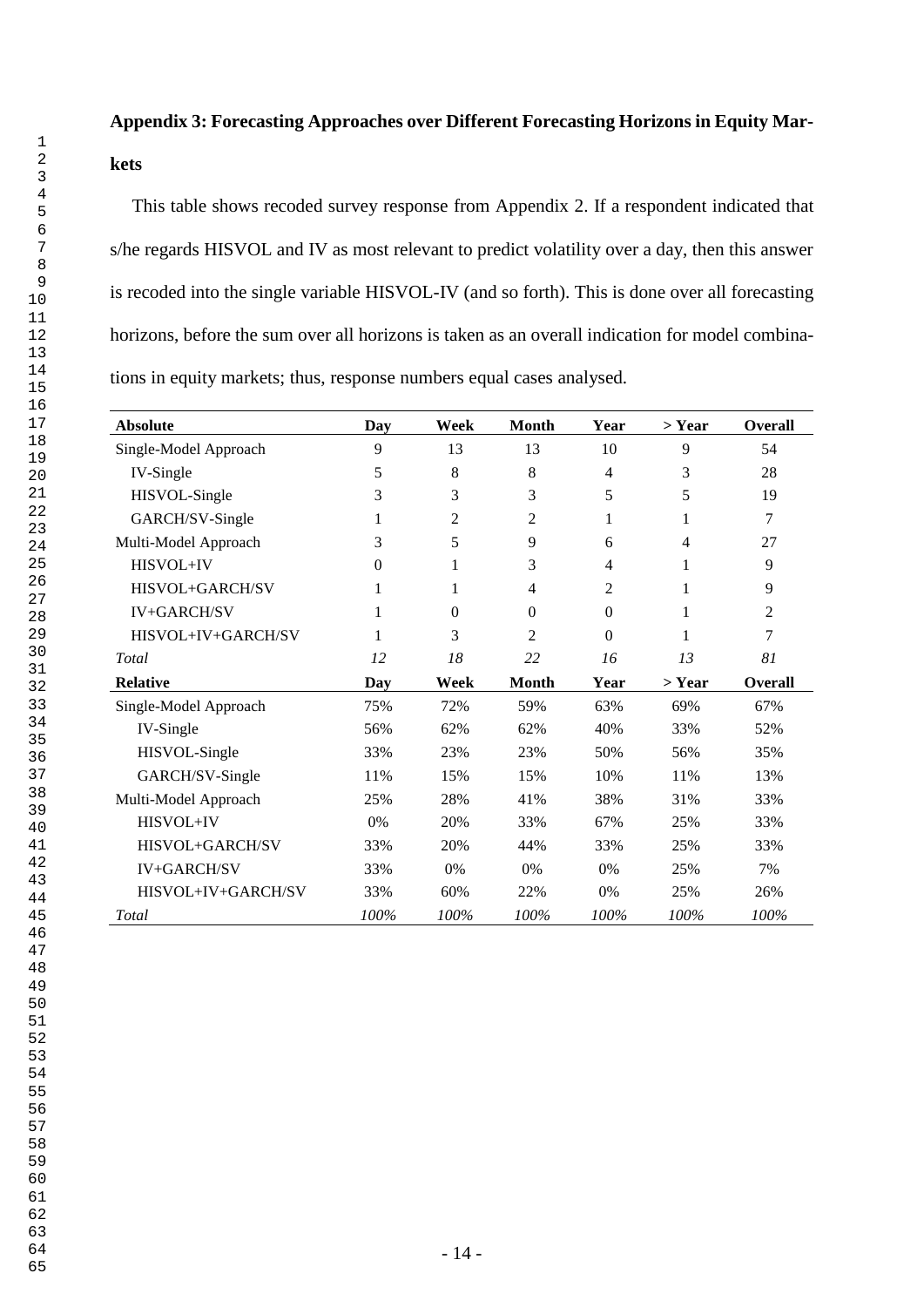## Appendix 3: Forecasting Approaches over Different Forecasting Horizons in Equity Markets

This table shows recoded survey response from Appendix 2. If a respondent indicated that s/he regards HISVOL and IV as most relevant to predict volatility over a day, then this answer is recoded into the single variable HISVOL-IV (and so forth). This is done over all forecasting horizons, before the sum over all horizons is taken as an overall indication for model combinations in equity markets; thus, response numbers equal cases analysed.

| **Absolute** | **Day** | **Week** | **Month** | **Year** | **> Year** | **Overall** |
|---|---|---|---|---|---|---|
| Single-Model Approach | 9 | 13 | 13 | 10 | 9 | 54 |
| IV-Single | 5 | 8 | 8 | 4 | 3 | 28 |
| HISVOL-Single | 3 | 3 | 3 | 5 | 5 | 19 |
| GARCH/SV-Single | 1 | 2 | 2 | 1 | 1 | 7 |
| Multi-Model Approach | 3 | 5 | 9 | 6 | 4 | 27 |
| HISVOL+IV | 0 | 1 | 3 | 4 | 1 | 9 |
| HISVOL+GARCH/SV | 1 | 1 | 4 | 2 | 1 | 9 |
| IV+GARCH/SV | 1 | 0 | 0 | 0 | 1 | 2 |
| HISVOL+IV+GARCH/SV | 1 | 3 | 2 | 0 | 1 | 7 |
| *Total* | *12* | *18* | *22* | *16* | *13* | *81* |
| **Relative** | **Day** | **Week** | **Month** | **Year** | **> Year** | **Overall** |
| Single-Model Approach | 75% | 72% | 59% | 63% | 69% | 67% |
| IV-Single | 56% | 62% | 62% | 40% | 33% | 52% |
| HISVOL-Single | 33% | 23% | 23% | 50% | 56% | 35% |
| GARCH/SV-Single | 11% | 15% | 15% | 10% | 11% | 13% |
| Multi-Model Approach | 25% | 28% | 41% | 38% | 31% | 33% |
| HISVOL+IV | 0% | 20% | 33% | 67% | 25% | 33% |
| HISVOL+GARCH/SV | 33% | 20% | 44% | 33% | 25% | 33% |
| IV+GARCH/SV | 33% | 0% | 0% | 0% | 25% | 7% |
| HISVOL+IV+GARCH/SV | 33% | 60% | 22% | 0% | 25% | 26% |
| *Total* | *100%* | *100%* | *100%* | *100%* | *100%* | *100%* |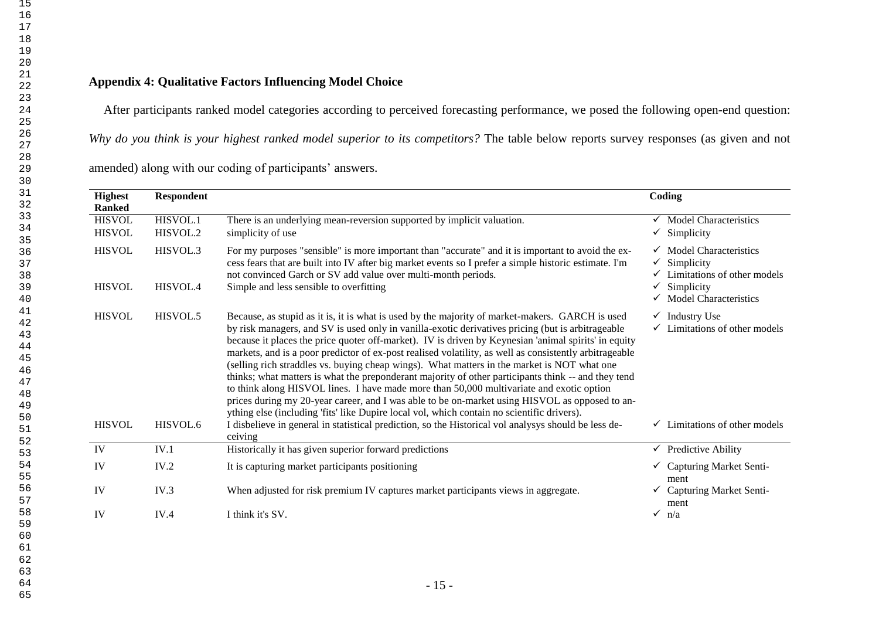## Appendix 4: Qualitative Factors Influencing Model Choice

After participants ranked model categories according to perceived forecasting performance, we posed the following open-end question: *Why do you think is your highest ranked model superior to its competitors?* The table below reports survey responses (as given and not amended) along with our coding of participants' answers.

| Highest Ranked | Respondent | | Coding |
|---|---|---|---|
| HISVOL | HISVOL.1 | There is an underlying mean-reversion supported by implicit valuation. | ✓ Model Characteristics |
| HISVOL | HISVOL.2 | simplicity of use | ✓ Simplicity |
| HISVOL | HISVOL.3 | For my purposes "sensible" is more important than "accurate" and it is important to avoid the excess fears that are built into IV after big market events so I prefer a simple historic estimate. I'm not convinced Garch or SV add value over multi-month periods. | ✓ Model Characteristics<br>✓ Simplicity<br>✓ Limitations of other models |
| HISVOL | HISVOL.4 | Simple and less sensible to overfitting | ✓ Simplicity<br>✓ Model Characteristics |
| HISVOL | HISVOL.5 | Because, as stupid as it is, it is what is used by the majority of market-makers. GARCH is used by risk managers, and SV is used only in vanilla-exotic derivatives pricing (but is arbitrageable because it places the price quoter off-market). IV is driven by Keynesian 'animal spirits' in equity markets, and is a poor predictor of ex-post realised volatility, as well as consistently arbitrageable (selling rich straddles vs. buying cheap wings). What matters in the market is NOT what one thinks; what matters is what the preponderant majority of other participants think -- and they tend to think along HISVOL lines. I have made more than 50,000 multivariate and exotic option prices during my 20-year career, and I was able to be on-market using HISVOL as opposed to anything else (including 'fits' like Dupire local vol, which contain no scientific drivers). | ✓ Industry Use<br>✓ Limitations of other models |
| HISVOL | HISVOL.6 | I disbelieve in general in statistical prediction, so the Historical vol analysys should be less deceiving | ✓ Limitations of other models |
| IV | IV.1 | Historically it has given superior forward predictions | ✓ Predictive Ability |
| IV | IV.2 | It is capturing market participants positioning | ✓ Capturing Market Sentiment |
| IV | IV.3 | When adjusted for risk premium IV captures market participants views in aggregate. | ✓ Capturing Market Sentiment |
| IV | IV.4 | I think it's SV. | ✓ n/a |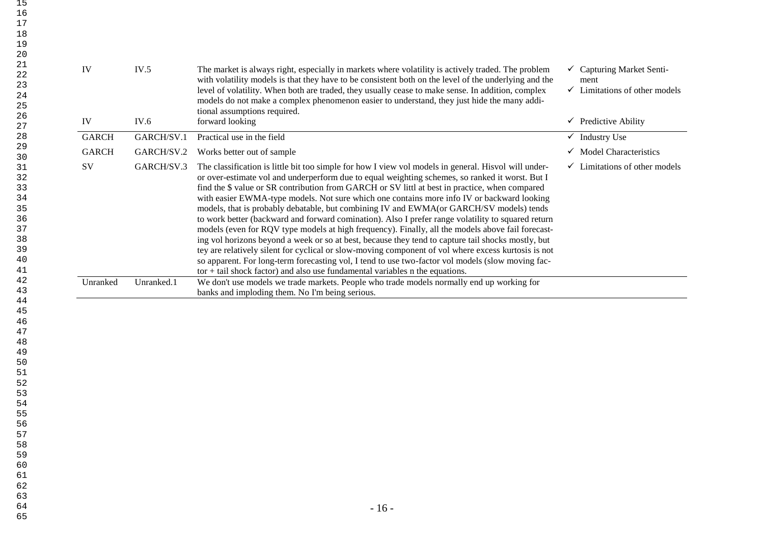| | | | |
|---|---|---|---|
| IV | IV.5 | The market is always right, especially in markets where volatility is actively traded. The problem with volatility models is that they have to be consistent both on the level of the underlying and the level of volatility. When both are traded, they usually cease to make sense. In addition, complex models do not make a complex phenomenon easier to understand, they just hide the many additional assumptions required. | ✓ Capturing Market Sentiment<br>✓ Limitations of other models |
| IV | IV.6 | forward looking | ✓ Predictive Ability |
| GARCH | GARCH/SV.1 | Practical use in the field | ✓ Industry Use |
| GARCH | GARCH/SV.2 | Works better out of sample | ✓ Model Characteristics |
| SV | GARCH/SV.3 | The classification is little bit too simple for how I view vol models in general. Hisvol will under- or over-estimate vol and underperform due to equal weighting schemes, so ranked it worst. But I find the $ value or SR contribution from GARCH or SV littl at best in practice, when compared with easier EWMA-type models. Not sure which one contains more info IV or backward looking models, that is probably debatable, but combining IV and EWMA(or GARCH/SV models) tends to work better (backward and forward comination). Also I prefer range volatility to squared return models (even for RQV type models at high frequency). Finally, all the models above fail forecasting vol horizons beyond a week or so at best, because they tend to capture tail shocks mostly, but tey are relatively silent for cyclical or slow-moving component of vol where excess kurtosis is not so apparent. For long-term forecasting vol, I tend to use two-factor vol models (slow moving factor + tail shock factor) and also use fundamental variables n the equations. | ✓ Limitations of other models |
| Unranked | Unranked.1 | We don't use models we trade markets. People who trade models normally end up working for banks and imploding them. No I'm being serious. | |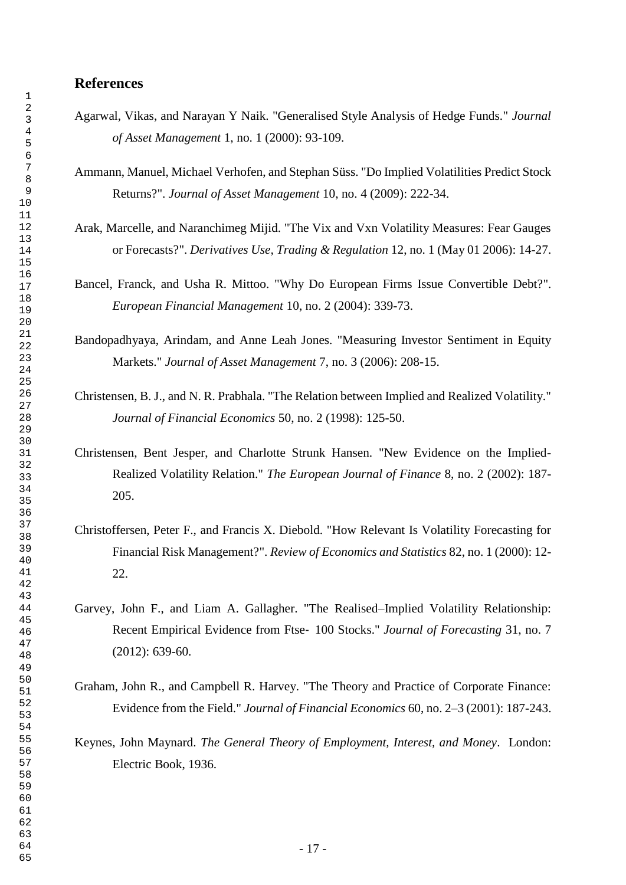## References

Agarwal, Vikas, and Narayan Y Naik. "Generalised Style Analysis of Hedge Funds." *Journal of Asset Management* 1, no. 1 (2000): 93-109.

Ammann, Manuel, Michael Verhofen, and Stephan Süss. "Do Implied Volatilities Predict Stock Returns?". *Journal of Asset Management* 10, no. 4 (2009): 222-34.

Arak, Marcelle, and Naranchimeg Mijid. "The Vix and Vxn Volatility Measures: Fear Gauges or Forecasts?". *Derivatives Use, Trading & Regulation* 12, no. 1 (May 01 2006): 14-27.

Bancel, Franck, and Usha R. Mittoo. "Why Do European Firms Issue Convertible Debt?". *European Financial Management* 10, no. 2 (2004): 339-73.

Bandopadhyaya, Arindam, and Anne Leah Jones. "Measuring Investor Sentiment in Equity Markets." *Journal of Asset Management* 7, no. 3 (2006): 208-15.

Christensen, B. J., and N. R. Prabhala. "The Relation between Implied and Realized Volatility." *Journal of Financial Economics* 50, no. 2 (1998): 125-50.

Christensen, Bent Jesper, and Charlotte Strunk Hansen. "New Evidence on the Implied-Realized Volatility Relation." *The European Journal of Finance* 8, no. 2 (2002): 187-205.

Christoffersen, Peter F., and Francis X. Diebold. "How Relevant Is Volatility Forecasting for Financial Risk Management?". *Review of Economics and Statistics* 82, no. 1 (2000): 12-22.

Garvey, John F., and Liam A. Gallagher. "The Realised–Implied Volatility Relationship: Recent Empirical Evidence from Ftse- 100 Stocks." *Journal of Forecasting* 31, no. 7 (2012): 639-60.

Graham, John R., and Campbell R. Harvey. "The Theory and Practice of Corporate Finance: Evidence from the Field." *Journal of Financial Economics* 60, no. 2–3 (2001): 187-243.

Keynes, John Maynard. *The General Theory of Employment, Interest, and Money*. London: Electric Book, 1936.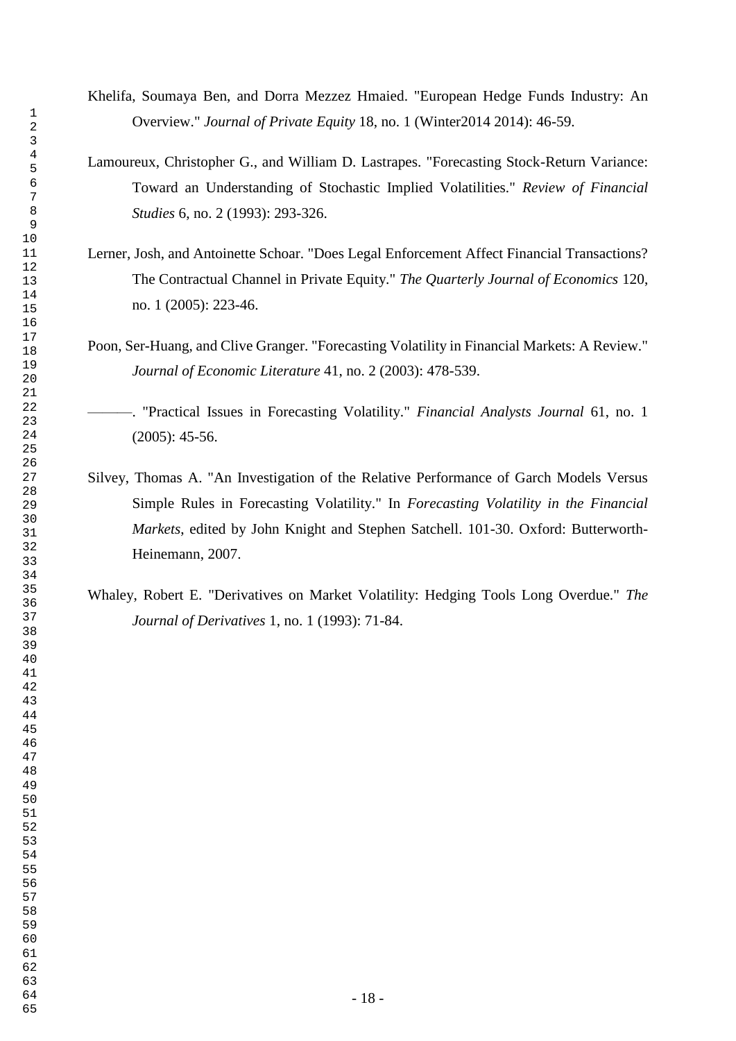Khelifa, Soumaya Ben, and Dorra Mezzez Hmaied. "European Hedge Funds Industry: An Overview." *Journal of Private Equity* 18, no. 1 (Winter2014 2014): 46-59.

Lamoureux, Christopher G., and William D. Lastrapes. "Forecasting Stock-Return Variance: Toward an Understanding of Stochastic Implied Volatilities." *Review of Financial Studies* 6, no. 2 (1993): 293-326.

Lerner, Josh, and Antoinette Schoar. "Does Legal Enforcement Affect Financial Transactions? The Contractual Channel in Private Equity." *The Quarterly Journal of Economics* 120, no. 1 (2005): 223-46.

Poon, Ser-Huang, and Clive Granger. "Forecasting Volatility in Financial Markets: A Review." *Journal of Economic Literature* 41, no. 2 (2003): 478-539.

———. "Practical Issues in Forecasting Volatility." *Financial Analysts Journal* 61, no. 1 (2005): 45-56.

Silvey, Thomas A. "An Investigation of the Relative Performance of Garch Models Versus Simple Rules in Forecasting Volatility." In *Forecasting Volatility in the Financial Markets*, edited by John Knight and Stephen Satchell. 101-30. Oxford: Butterworth-Heinemann, 2007.

Whaley, Robert E. "Derivatives on Market Volatility: Hedging Tools Long Overdue." *The Journal of Derivatives* 1, no. 1 (1993): 71-84.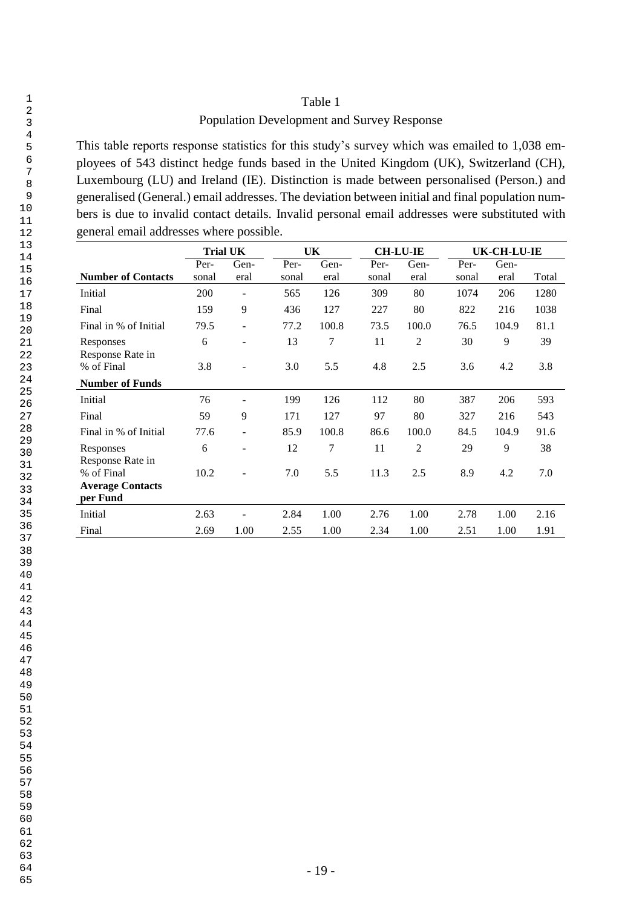Table 1

Population Development and Survey Response

This table reports response statistics for this study's survey which was emailed to 1,038 employees of 543 distinct hedge funds based in the United Kingdom (UK), Switzerland (CH), Luxembourg (LU) and Ireland (IE). Distinction is made between personalised (Person.) and generalised (General.) email addresses. The deviation between initial and final population numbers is due to invalid contact details. Invalid personal email addresses were substituted with general email addresses where possible.

| | Trial UK | | UK | | CH-LU-IE | | UK-CH-LU-IE | | |
|---|---|---|---|---|---|---|---|---|---|
| **Number of Contacts** | Personal | General | Personal | General | Personal | General | Personal | General | Total |
| Initial | 200 | - | 565 | 126 | 309 | 80 | 1074 | 206 | 1280 |
| Final | 159 | 9 | 436 | 127 | 227 | 80 | 822 | 216 | 1038 |
| Final in % of Initial | 79.5 | - | 77.2 | 100.8 | 73.5 | 100.0 | 76.5 | 104.9 | 81.1 |
| Responses | 6 | - | 13 | 7 | 11 | 2 | 30 | 9 | 39 |
| Response Rate in % of Final | 3.8 | - | 3.0 | 5.5 | 4.8 | 2.5 | 3.6 | 4.2 | 3.8 |
| **Number of Funds** | | | | | | | | | |
| Initial | 76 | - | 199 | 126 | 112 | 80 | 387 | 206 | 593 |
| Final | 59 | 9 | 171 | 127 | 97 | 80 | 327 | 216 | 543 |
| Final in % of Initial | 77.6 | - | 85.9 | 100.8 | 86.6 | 100.0 | 84.5 | 104.9 | 91.6 |
| Responses | 6 | - | 12 | 7 | 11 | 2 | 29 | 9 | 38 |
| Response Rate in % of Final | 10.2 | - | 7.0 | 5.5 | 11.3 | 2.5 | 8.9 | 4.2 | 7.0 |
| **Average Contacts per Fund** | | | | | | | | | |
| Initial | 2.63 | - | 2.84 | 1.00 | 2.76 | 1.00 | 2.78 | 1.00 | 2.16 |
| Final | 2.69 | 1.00 | 2.55 | 1.00 | 2.34 | 1.00 | 2.51 | 1.00 | 1.91 |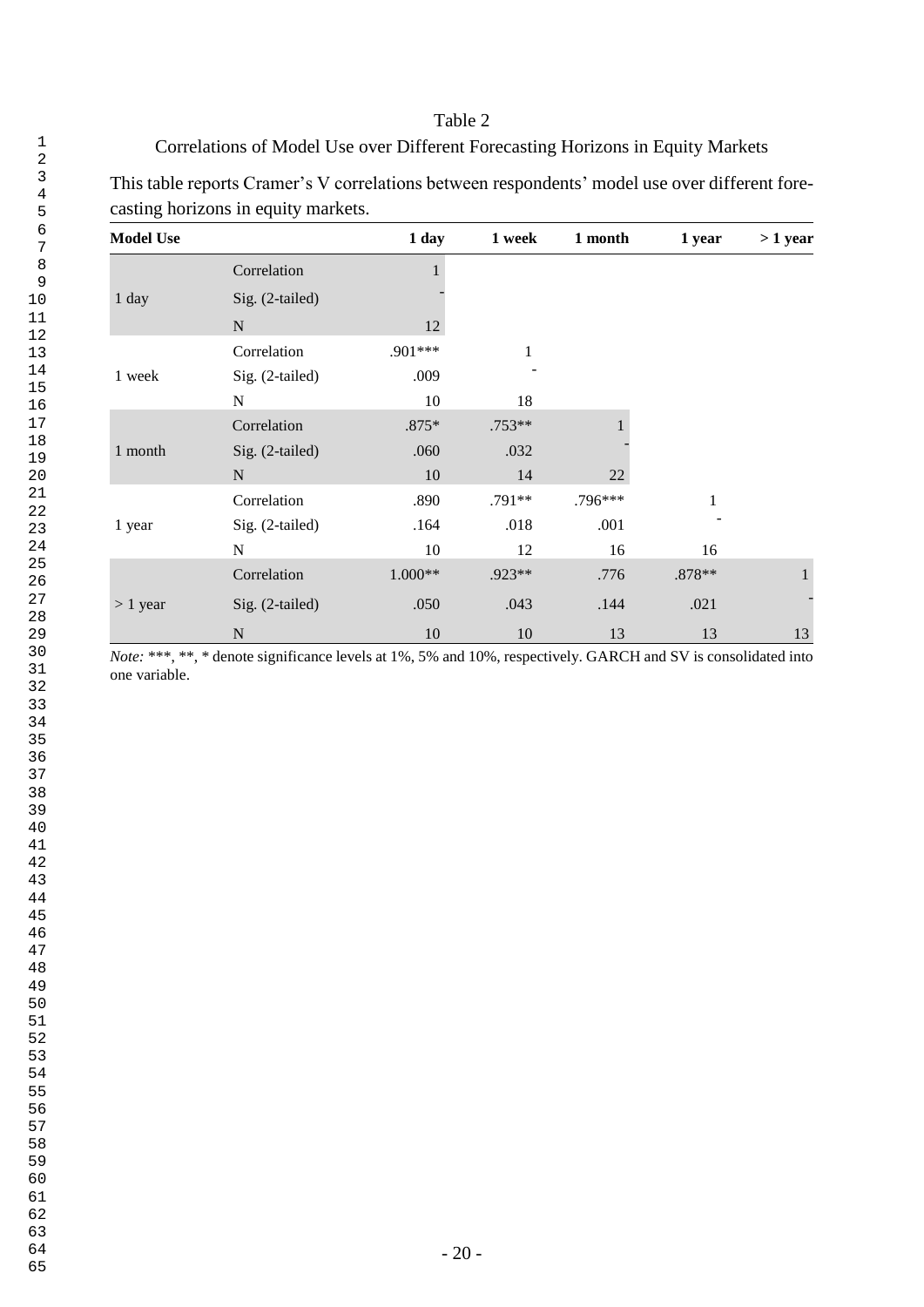Table 2

Correlations of Model Use over Different Forecasting Horizons in Equity Markets

This table reports Cramer's V correlations between respondents' model use over different forecasting horizons in equity markets.

| Model Use | | 1 day | 1 week | 1 month | 1 year | > 1 year |
|---|---|---|---|---|---|---|
| 1 day | Correlation | 1 | | | | |
| | Sig. (2-tailed) | - | | | | |
| | N | 12 | | | | |
| 1 week | Correlation | .901*** | 1 | | | |
| | Sig. (2-tailed) | .009 | - | | | |
| | N | 10 | 18 | | | |
| 1 month | Correlation | .875* | .753** | 1 | | |
| | Sig. (2-tailed) | .060 | .032 | - | | |
| | N | 10 | 14 | 22 | | |
| 1 year | Correlation | .890 | .791** | .796*** | 1 | |
| | Sig. (2-tailed) | .164 | .018 | .001 | - | |
| | N | 10 | 12 | 16 | 16 | |
| > 1 year | Correlation | 1.000** | .923** | .776 | .878** | 1 |
| | Sig. (2-tailed) | .050 | .043 | .144 | .021 | - |
| | N | 10 | 10 | 13 | 13 | 13 |

*Note:* ***, **, * denote significance levels at 1%, 5% and 10%, respectively. GARCH and SV is consolidated into one variable.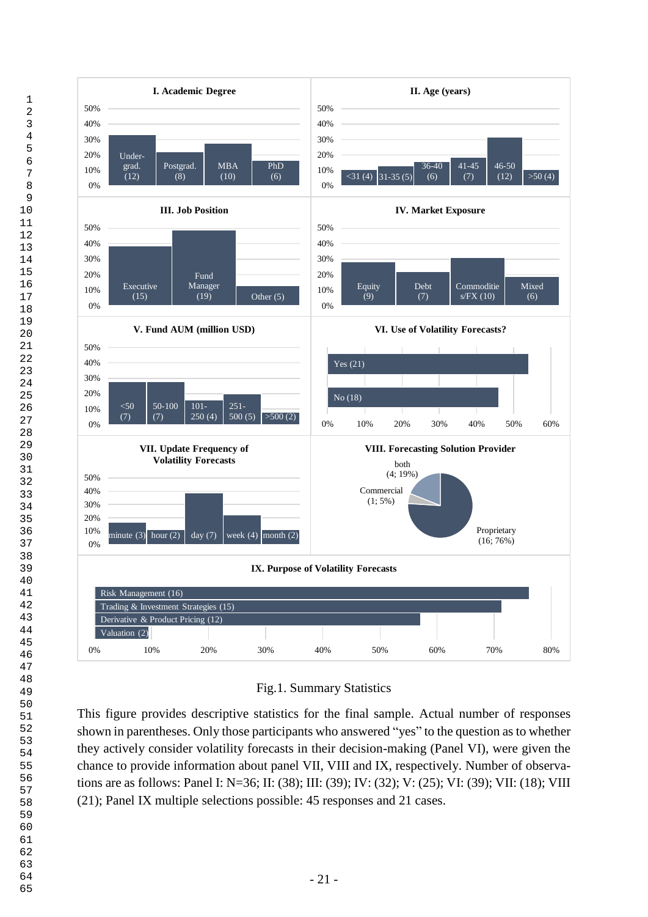**I. Academic Degree**

Under-grad. (12) | Postgrad. (8) | MBA (10) | PhD (6)

**II. Age (years)**

<31 (4) | 31-35 (5) | 36-40 (6) | 41-45 (7) | 46-50 (12) | >50 (4)

**III. Job Position**

Executive (15) | Fund Manager (19) | Other (5)

**IV. Market Exposure**

Equity (9) | Debt (7) | Commoditie s/FX (10) | Mixed (6)

**V. Fund AUM (million USD)**

<50 (7) | 50-100 (7) | 101-250 (4) | 251-500 (5) | >500 (2)

**VI. Use of Volatility Forecasts?**

Yes (21) | No (18)

**VII. Update Frequency of Volatility Forecasts**

minute (3) | hour (2) | day (7) | week (4) | month (2)

**VIII. Forecasting Solution Provider**

both (4; 19%) | Commercial (1; 5%) | Proprietary (16; 76%)

**IX. Purpose of Volatility Forecasts**

Risk Management (16) | Trading & Investment Strategies (15) | Derivative & Product Pricing (12) | Valuation (2)

Fig.1. Summary Statistics

This figure provides descriptive statistics for the final sample. Actual number of responses shown in parentheses. Only those participants who answered "yes" to the question as to whether they actively consider volatility forecasts in their decision-making (Panel VI), were given the chance to provide information about panel VII, VIII and IX, respectively. Number of observations are as follows: Panel I: N=36; II: (38); III: (39); IV: (32); V: (25); VI: (39); VII: (18); VIII (21); Panel IX multiple selections possible: 45 responses and 21 cases.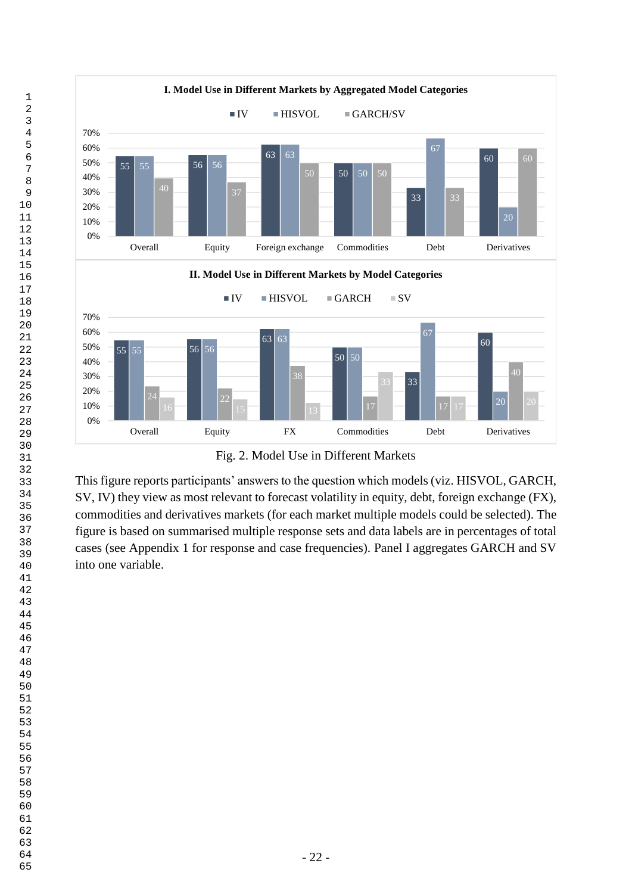**I. Model Use in Different Markets by Aggregated Model Categories**

| | IV | HISVOL | GARCH/SV |
|---|---|---|---|
| Overall | 55 | 55 | 40 |
| Equity | 56 | 56 | 37 |
| Foreign exchange | 63 | 63 | 50 |
| Commodities | 50 | 50 | 50 |
| Debt | 33 | 67 | 33 |
| Derivatives | 60 | 20 | 60 |

**II. Model Use in Different Markets by Model Categories**

| | IV | HISVOL | GARCH | SV |
|---|---|---|---|---|
| Overall | 55 | 55 | 24 | 16 |
| Equity | 56 | 56 | 22 | 15 |
| FX | 63 | 63 | 38 | 13 |
| Commodities | 50 | 50 | 17 | 33 |
| Debt | 33 | 67 | 17 | 17 |
| Derivatives | 60 | 20 | 40 | 20 |

Fig. 2. Model Use in Different Markets

This figure reports participants' answers to the question which models (viz. HISVOL, GARCH, SV, IV) they view as most relevant to forecast volatility in equity, debt, foreign exchange (FX), commodities and derivatives markets (for each market multiple models could be selected). The figure is based on summarised multiple response sets and data labels are in percentages of total cases (see Appendix 1 for response and case frequencies). Panel I aggregates GARCH and SV into one variable.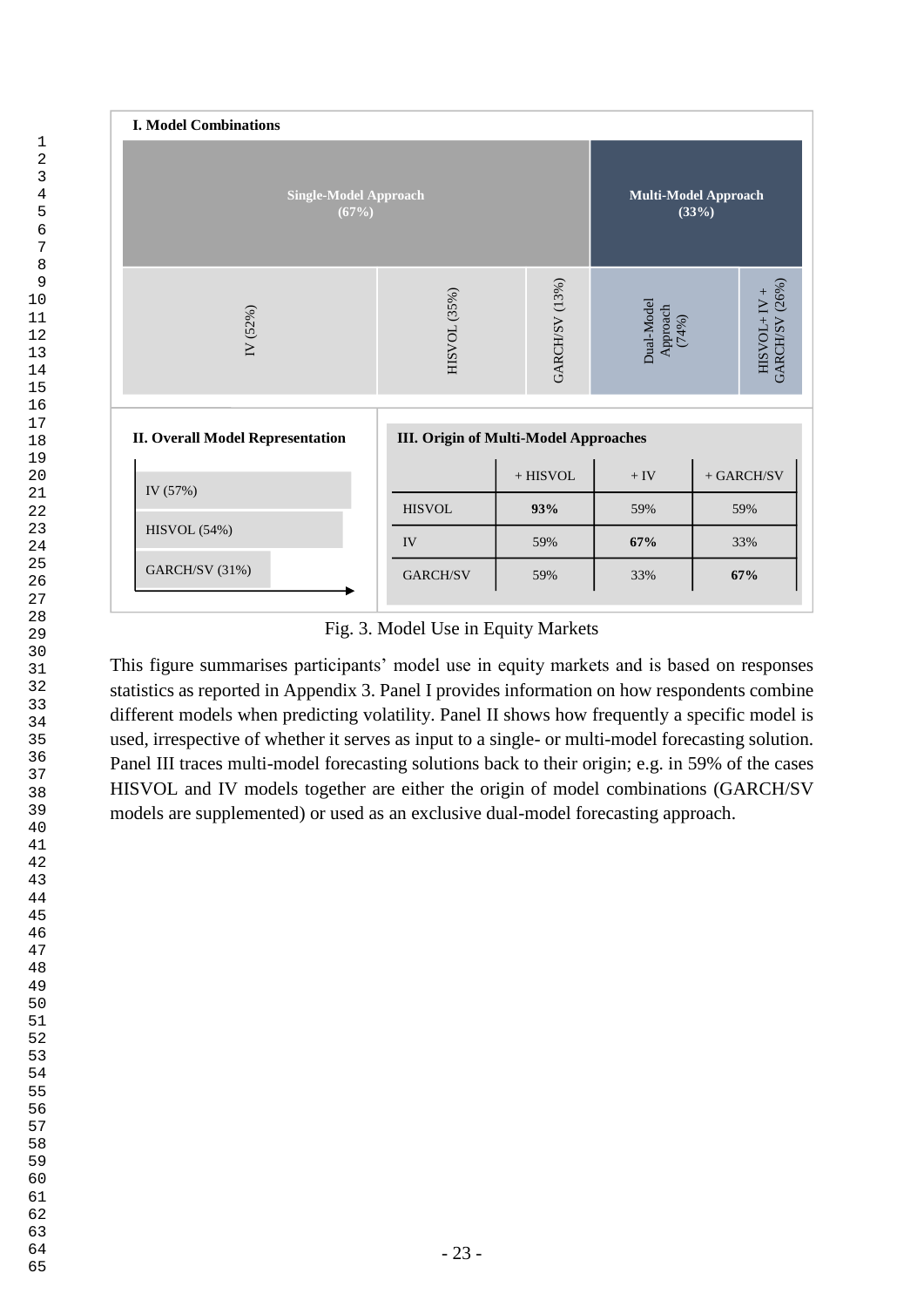**I. Model Combinations**

| Single-Model Approach (67%) | | | Multi-Model Approach (33%) | |
|---|---|---|---|---|
| IV (52%) | HISVOL (35%) | GARCH/SV (13%) | Dual-Model Approach (74%) | HISVOL+ IV + GARCH/SV (26%) |

**II. Overall Model Representation**

- IV (57%)
- HISVOL (54%)
- GARCH/SV (31%)

**III. Origin of Multi-Model Approaches**

| | + HISVOL | + IV | + GARCH/SV |
|---|---|---|---|
| HISVOL | **93%** | 59% | 59% |
| IV | 59% | **67%** | 33% |
| GARCH/SV | 59% | 33% | **67%** |

Fig. 3. Model Use in Equity Markets

This figure summarises participants' model use in equity markets and is based on responses statistics as reported in Appendix 3. Panel I provides information on how respondents combine different models when predicting volatility. Panel II shows how frequently a specific model is used, irrespective of whether it serves as input to a single- or multi-model forecasting solution. Panel III traces multi-model forecasting solutions back to their origin; e.g. in 59% of the cases HISVOL and IV models together are either the origin of model combinations (GARCH/SV models are supplemented) or used as an exclusive dual-model forecasting approach.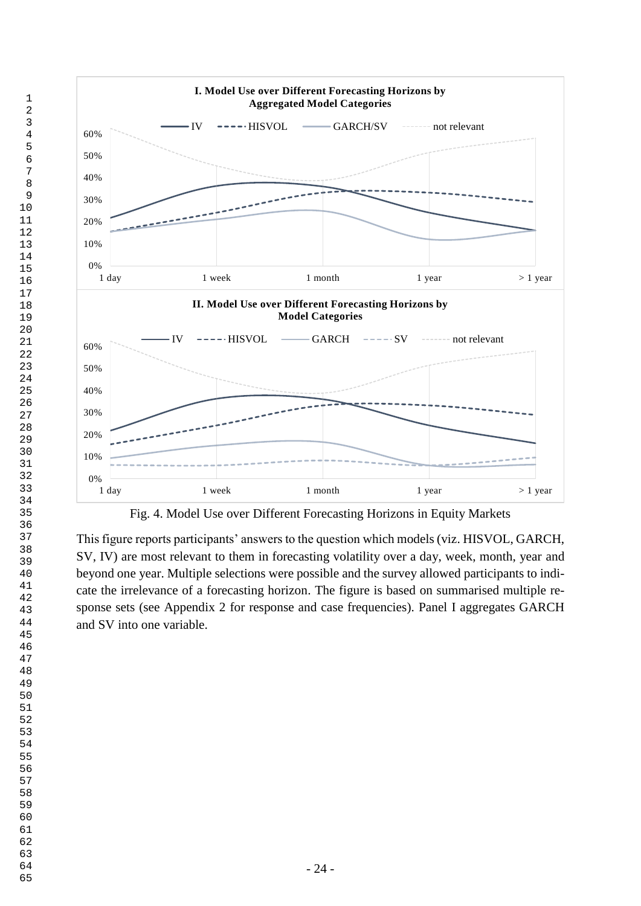**I. Model Use over Different Forecasting Horizons by Aggregated Model Categories**

**II. Model Use over Different Forecasting Horizons by Model Categories**

Fig. 4. Model Use over Different Forecasting Horizons in Equity Markets

This figure reports participants' answers to the question which models (viz. HISVOL, GARCH, SV, IV) are most relevant to them in forecasting volatility over a day, week, month, year and beyond one year. Multiple selections were possible and the survey allowed participants to indicate the irrelevance of a forecasting horizon. The figure is based on summarised multiple response sets (see Appendix 2 for response and case frequencies). Panel I aggregates GARCH and SV into one variable.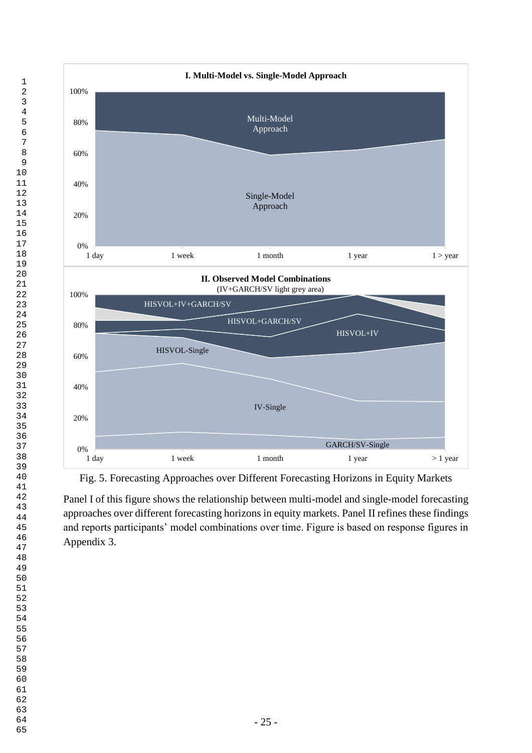Fig. 5. Forecasting Approaches over Different Forecasting Horizons in Equity Markets

Panel I of this figure shows the relationship between multi-model and single-model forecasting approaches over different forecasting horizons in equity markets. Panel II refines these findings and reports participants' model combinations over time. Figure is based on response figures in Appendix 3.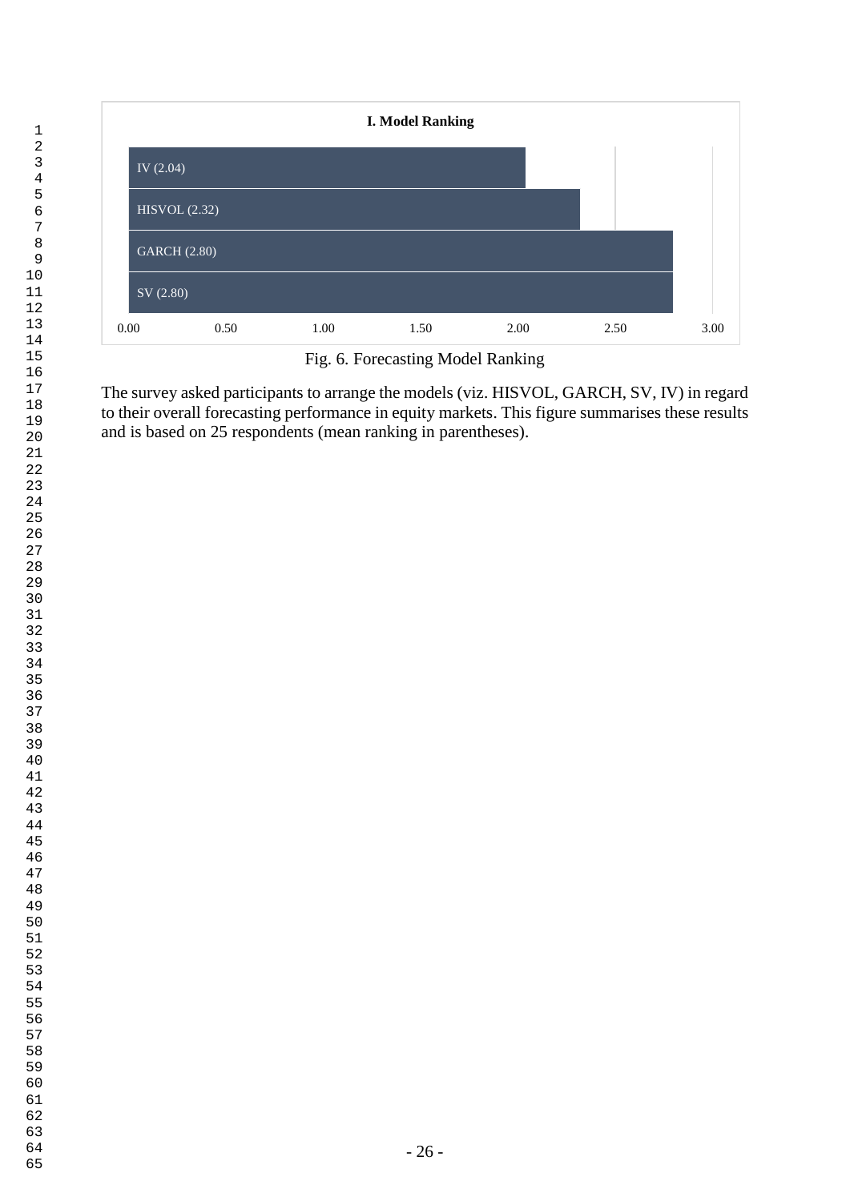**I. Model Ranking**

| Model | Mean ranking |
|---|---|
| IV | 2.04 |
| HISVOL | 2.32 |
| GARCH | 2.80 |
| SV | 2.80 |

Fig. 6. Forecasting Model Ranking

The survey asked participants to arrange the models (viz. HISVOL, GARCH, SV, IV) in regard to their overall forecasting performance in equity markets. This figure summarises these results and is based on 25 respondents (mean ranking in parentheses).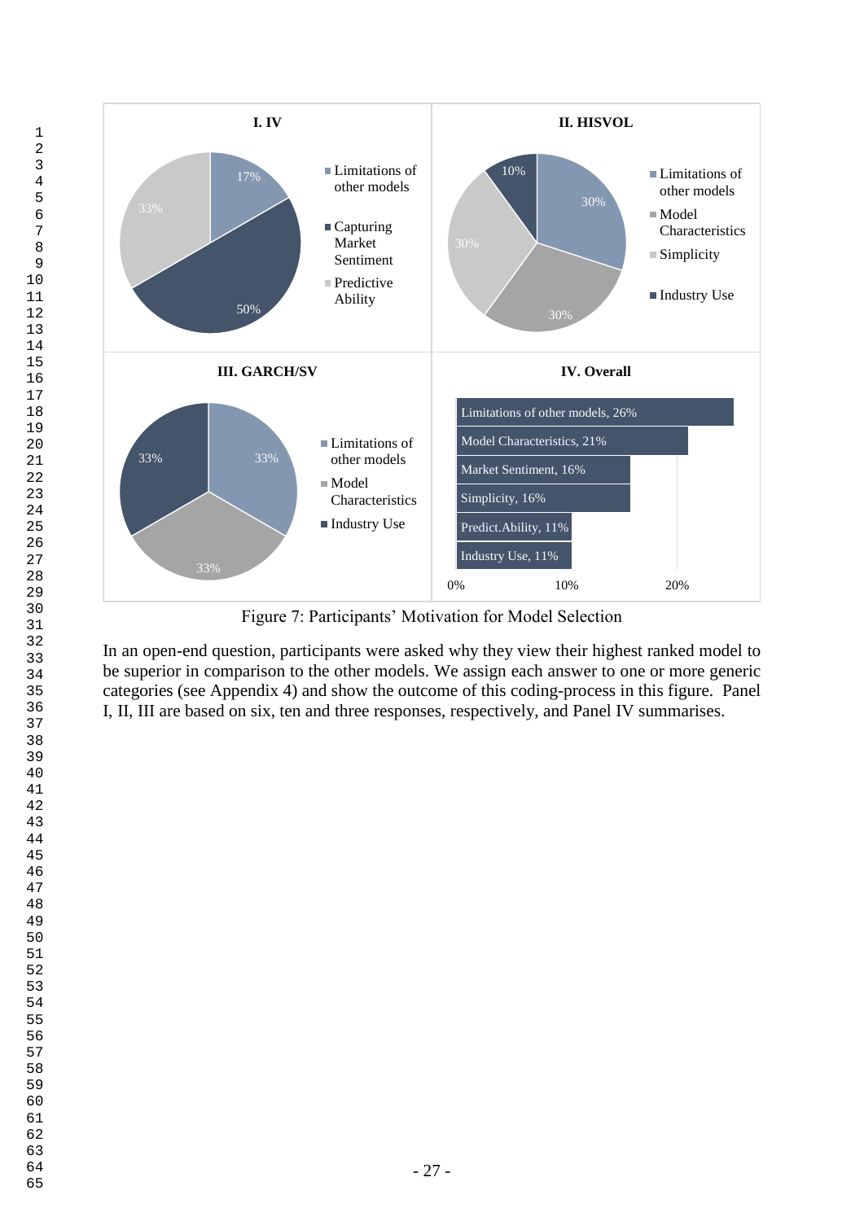**I. IV**

- Limitations of other models: 17%
- Capturing Market Sentiment: 50%
- Predictive Ability: 33%

**II. HISVOL**

- Limitations of other models: 30%
- Model Characteristics: 30%
- Simplicity: 30%
- Industry Use: 10%

**III. GARCH/SV**

- Limitations of other models: 33%
- Model Characteristics: 33%
- Industry Use: 33%

**IV. Overall**

| Category | Share |
|---|---|
| Limitations of other models | 26% |
| Model Characteristics | 21% |
| Market Sentiment | 16% |
| Simplicity | 16% |
| Predict.Ability | 11% |
| Industry Use | 11% |

Figure 7: Participants' Motivation for Model Selection

In an open-end question, participants were asked why they view their highest ranked model to be superior in comparison to the other models. We assign each answer to one or more generic categories (see Appendix 4) and show the outcome of this coding-process in this figure. Panel I, II, III are based on six, ten and three responses, respectively, and Panel IV summarises.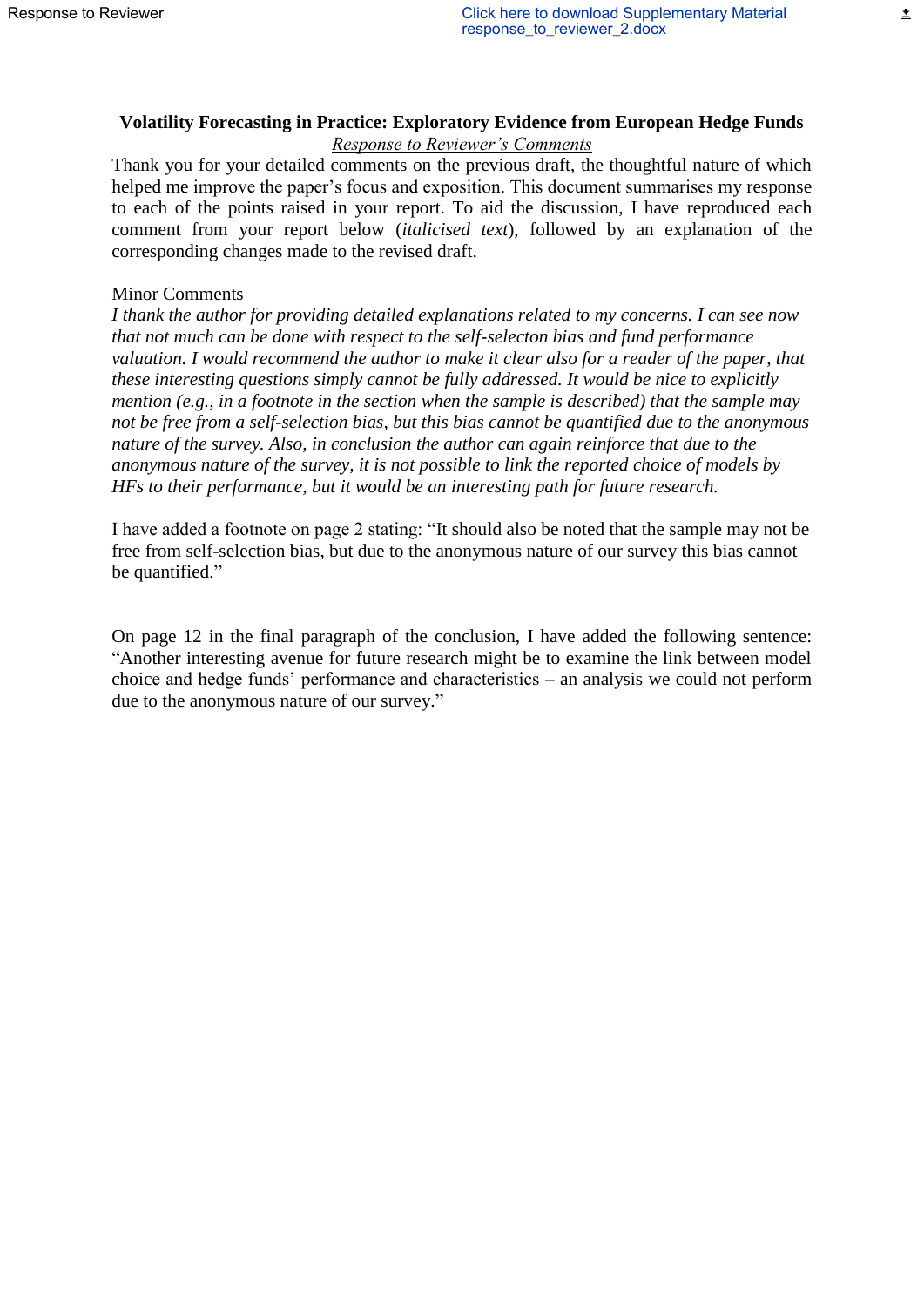# Volatility Forecasting in Practice: Exploratory Evidence from European Hedge Funds

*Response to Reviewer's Comments*

Thank you for your detailed comments on the previous draft, the thoughtful nature of which helped me improve the paper's focus and exposition. This document summarises my response to each of the points raised in your report. To aid the discussion, I have reproduced each comment from your report below (*italicised text*), followed by an explanation of the corresponding changes made to the revised draft.

## Minor Comments

*I thank the author for providing detailed explanations related to my concerns. I can see now that not much can be done with respect to the self-selecton bias and fund performance valuation. I would recommend the author to make it clear also for a reader of the paper, that these interesting questions simply cannot be fully addressed. It would be nice to explicitly mention (e.g., in a footnote in the section when the sample is described) that the sample may not be free from a self-selection bias, but this bias cannot be quantified due to the anonymous nature of the survey. Also, in conclusion the author can again reinforce that due to the anonymous nature of the survey, it is not possible to link the reported choice of models by HFs to their performance, but it would be an interesting path for future research.*

I have added a footnote on page 2 stating: "It should also be noted that the sample may not be free from self-selection bias, but due to the anonymous nature of our survey this bias cannot be quantified."

On page 12 in the final paragraph of the conclusion, I have added the following sentence: "Another interesting avenue for future research might be to examine the link between model choice and hedge funds' performance and characteristics – an analysis we could not perform due to the anonymous nature of our survey."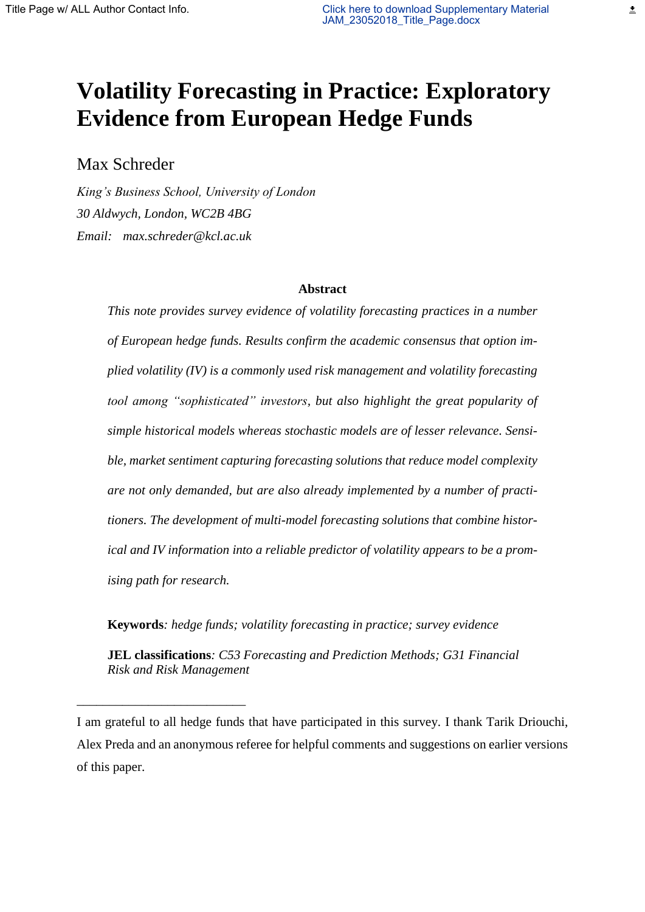# Volatility Forecasting in Practice: Exploratory Evidence from European Hedge Funds

Max Schreder

*King's Business School, University of London*

*30 Aldwych, London, WC2B 4BG*

*Email: max.schreder@kcl.ac.uk*

**Abstract**

*This note provides survey evidence of volatility forecasting practices in a number of European hedge funds. Results confirm the academic consensus that option implied volatility (IV) is a commonly used risk management and volatility forecasting tool among "sophisticated" investors, but also highlight the great popularity of simple historical models whereas stochastic models are of lesser relevance. Sensible, market sentiment capturing forecasting solutions that reduce model complexity are not only demanded, but are also already implemented by a number of practitioners. The development of multi-model forecasting solutions that combine historical and IV information into a reliable predictor of volatility appears to be a promising path for research.*

**Keywords**: *hedge funds; volatility forecasting in practice; survey evidence*

**JEL classifications**: *C53 Forecasting and Prediction Methods; G31 Financial Risk and Risk Management*

---

I am grateful to all hedge funds that have participated in this survey. I thank Tarik Driouchi, Alex Preda and an anonymous referee for helpful comments and suggestions on earlier versions of this paper.